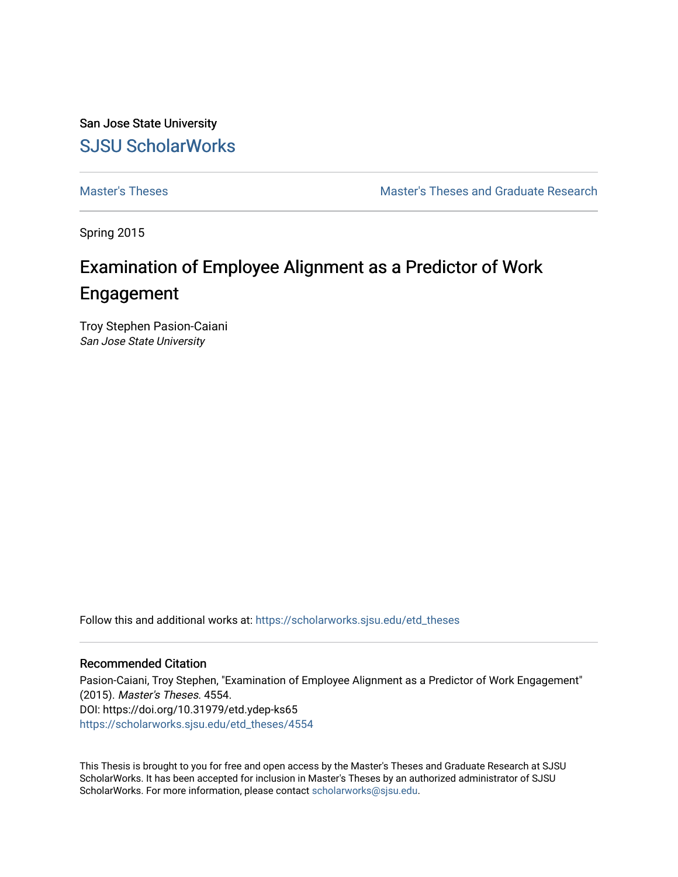San Jose State University

# SJSU ScholarWorks

Master's Theses | Master's Theses and Graduate Research

Spring 2015

# Examination of Employee Alignment as a Predictor of Work Engagement

Troy Stephen Pasion-Caiani
*San Jose State University*

Follow this and additional works at: https://scholarworks.sjsu.edu/etd_theses

### Recommended Citation

Pasion-Caiani, Troy Stephen, "Examination of Employee Alignment as a Predictor of Work Engagement" (2015). *Master's Theses*. 4554.
DOI: https://doi.org/10.31979/etd.ydep-ks65
https://scholarworks.sjsu.edu/etd_theses/4554

This Thesis is brought to you for free and open access by the Master's Theses and Graduate Research at SJSU ScholarWorks. It has been accepted for inclusion in Master's Theses by an authorized administrator of SJSU ScholarWorks. For more information, please contact scholarworks@sjsu.edu.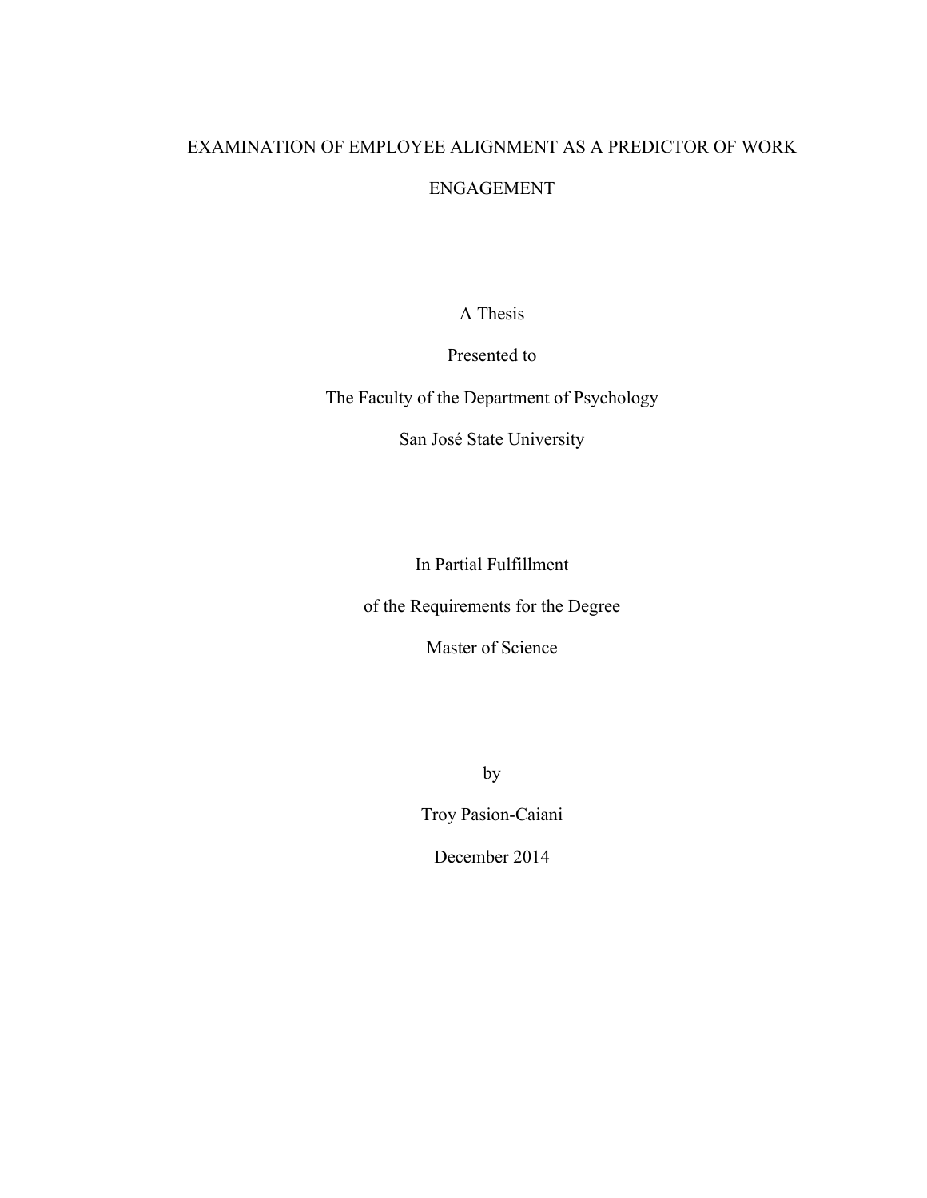# EXAMINATION OF EMPLOYEE ALIGNMENT AS A PREDICTOR OF WORK ENGAGEMENT

A Thesis

Presented to

The Faculty of the Department of Psychology

San José State University

In Partial Fulfillment

of the Requirements for the Degree

Master of Science

by

Troy Pasion-Caiani

December 2014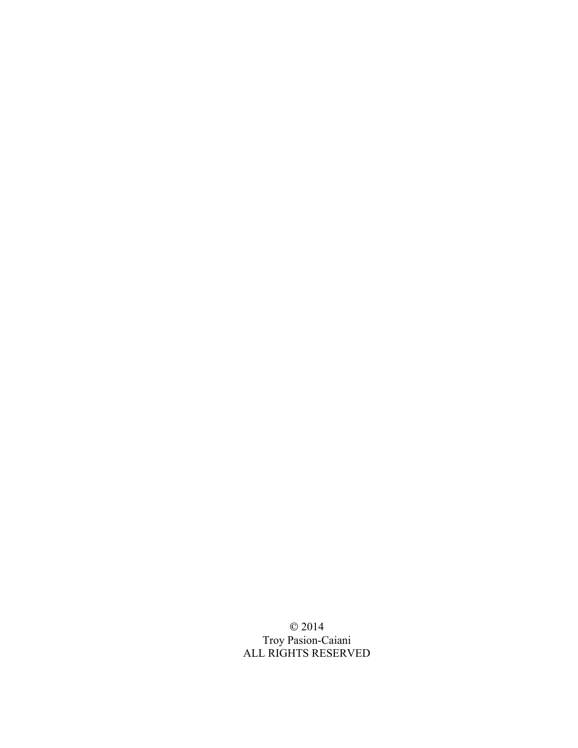© 2014
Troy Pasion-Caiani
ALL RIGHTS RESERVED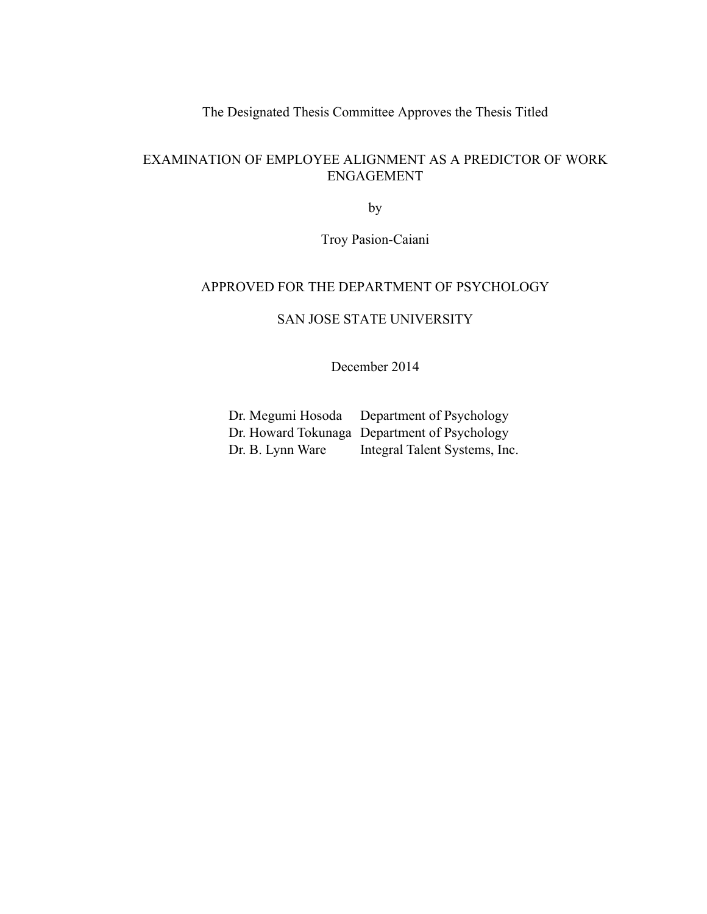The Designated Thesis Committee Approves the Thesis Titled

EXAMINATION OF EMPLOYEE ALIGNMENT AS A PREDICTOR OF WORK ENGAGEMENT

by

Troy Pasion-Caiani

APPROVED FOR THE DEPARTMENT OF PSYCHOLOGY

SAN JOSE STATE UNIVERSITY

December 2014

| | |
|---|---|
| Dr. Megumi Hosoda | Department of Psychology |
| Dr. Howard Tokunaga | Department of Psychology |
| Dr. B. Lynn Ware | Integral Talent Systems, Inc. |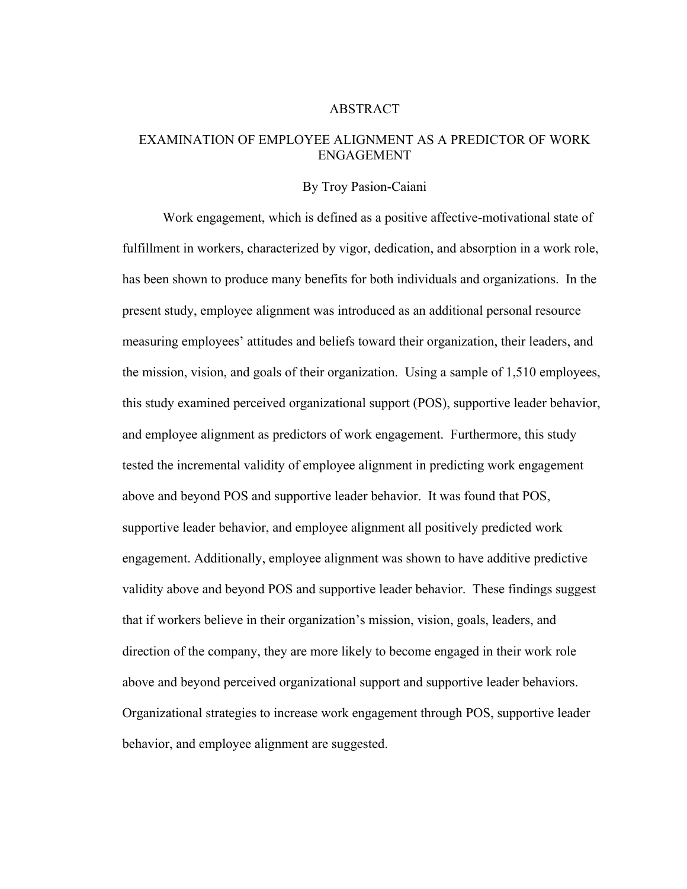# ABSTRACT

## EXAMINATION OF EMPLOYEE ALIGNMENT AS A PREDICTOR OF WORK ENGAGEMENT

By Troy Pasion-Caiani

Work engagement, which is defined as a positive affective-motivational state of fulfillment in workers, characterized by vigor, dedication, and absorption in a work role, has been shown to produce many benefits for both individuals and organizations. In the present study, employee alignment was introduced as an additional personal resource measuring employees' attitudes and beliefs toward their organization, their leaders, and the mission, vision, and goals of their organization. Using a sample of 1,510 employees, this study examined perceived organizational support (POS), supportive leader behavior, and employee alignment as predictors of work engagement. Furthermore, this study tested the incremental validity of employee alignment in predicting work engagement above and beyond POS and supportive leader behavior. It was found that POS, supportive leader behavior, and employee alignment all positively predicted work engagement. Additionally, employee alignment was shown to have additive predictive validity above and beyond POS and supportive leader behavior. These findings suggest that if workers believe in their organization's mission, vision, goals, leaders, and direction of the company, they are more likely to become engaged in their work role above and beyond perceived organizational support and supportive leader behaviors. Organizational strategies to increase work engagement through POS, supportive leader behavior, and employee alignment are suggested.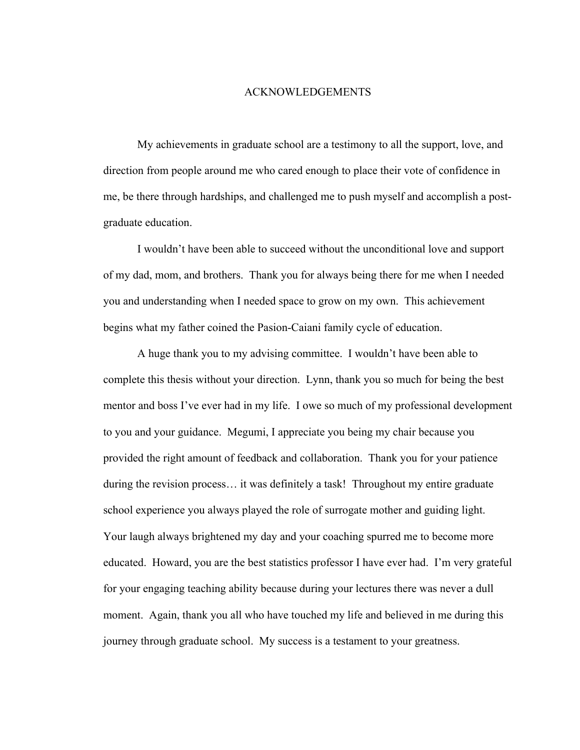# ACKNOWLEDGEMENTS

My achievements in graduate school are a testimony to all the support, love, and direction from people around me who cared enough to place their vote of confidence in me, be there through hardships, and challenged me to push myself and accomplish a post-graduate education.

I wouldn't have been able to succeed without the unconditional love and support of my dad, mom, and brothers. Thank you for always being there for me when I needed you and understanding when I needed space to grow on my own. This achievement begins what my father coined the Pasion-Caiani family cycle of education.

A huge thank you to my advising committee. I wouldn't have been able to complete this thesis without your direction. Lynn, thank you so much for being the best mentor and boss I've ever had in my life. I owe so much of my professional development to you and your guidance. Megumi, I appreciate you being my chair because you provided the right amount of feedback and collaboration. Thank you for your patience during the revision process… it was definitely a task! Throughout my entire graduate school experience you always played the role of surrogate mother and guiding light. Your laugh always brightened my day and your coaching spurred me to become more educated. Howard, you are the best statistics professor I have ever had. I'm very grateful for your engaging teaching ability because during your lectures there was never a dull moment. Again, thank you all who have touched my life and believed in me during this journey through graduate school. My success is a testament to your greatness.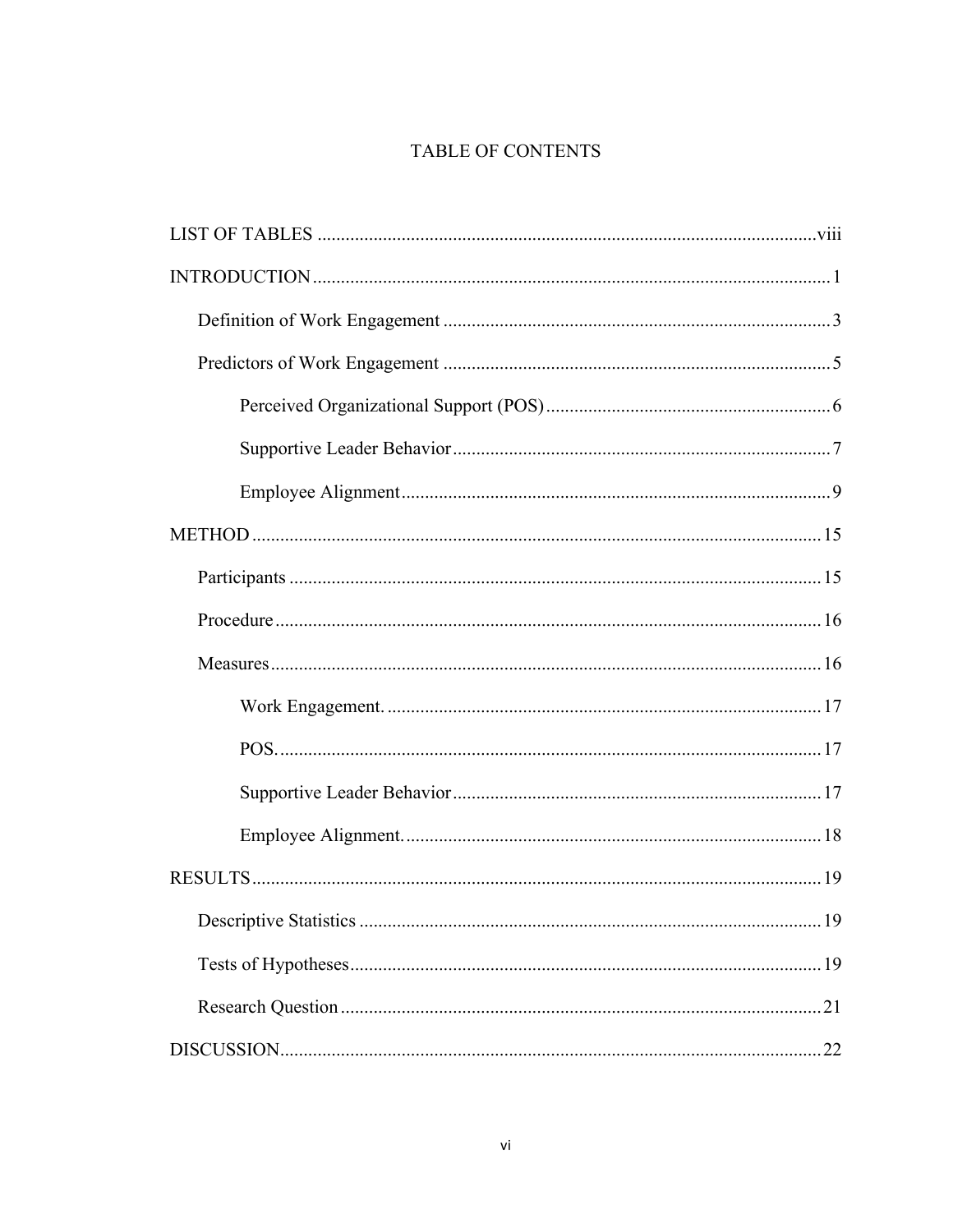# TABLE OF CONTENTS

LIST OF TABLES .......... viii

INTRODUCTION .......... 1

- Definition of Work Engagement .......... 3
- Predictors of Work Engagement .......... 5
  - Perceived Organizational Support (POS) .......... 6
  - Supportive Leader Behavior .......... 7
  - Employee Alignment .......... 9

METHOD .......... 15

- Participants .......... 15
- Procedure .......... 16
- Measures .......... 16
  - Work Engagement. .......... 17
  - POS. .......... 17
  - Supportive Leader Behavior .......... 17
  - Employee Alignment. .......... 18

RESULTS .......... 19

- Descriptive Statistics .......... 19
- Tests of Hypotheses .......... 19
- Research Question .......... 21

DISCUSSION .......... 22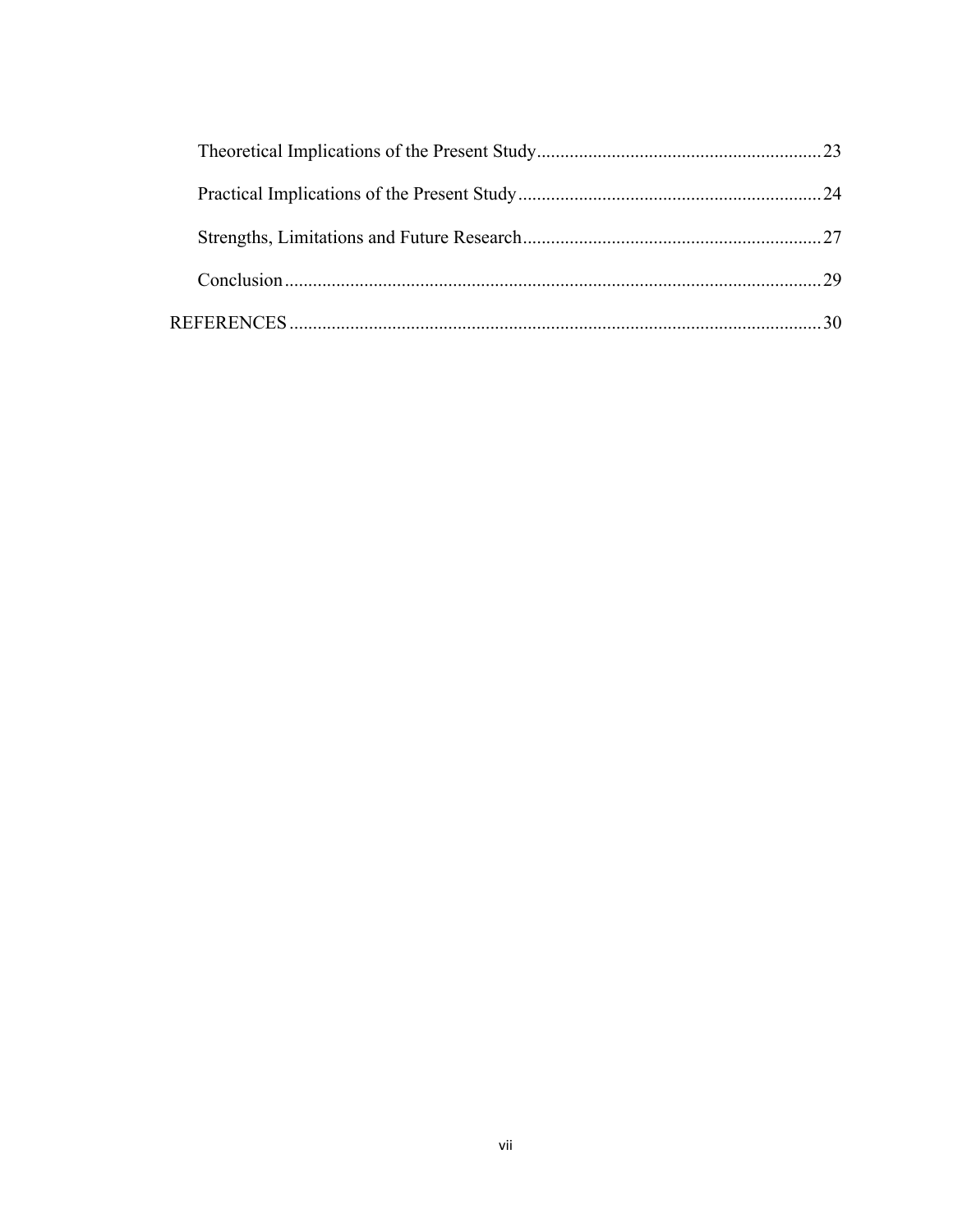Theoretical Implications of the Present Study ........ 23

Practical Implications of the Present Study ........ 24

Strengths, Limitations and Future Research ........ 27

Conclusion ........ 29

REFERENCES ........ 30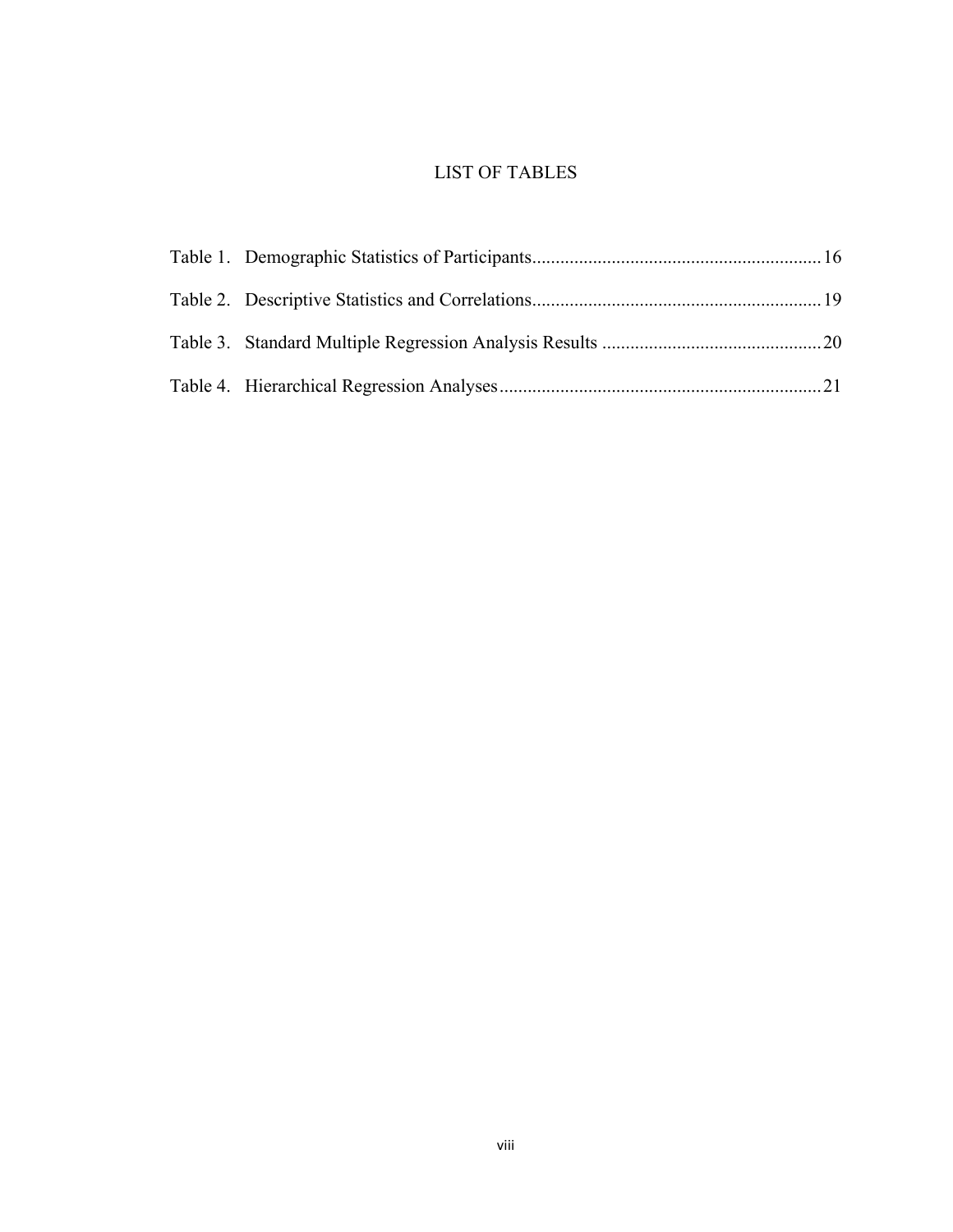# LIST OF TABLES

Table 1. Demographic Statistics of Participants............................................................16

Table 2. Descriptive Statistics and Correlations............................................................19

Table 3. Standard Multiple Regression Analysis Results ..............................................20

Table 4. Hierarchical Regression Analyses....................................................................21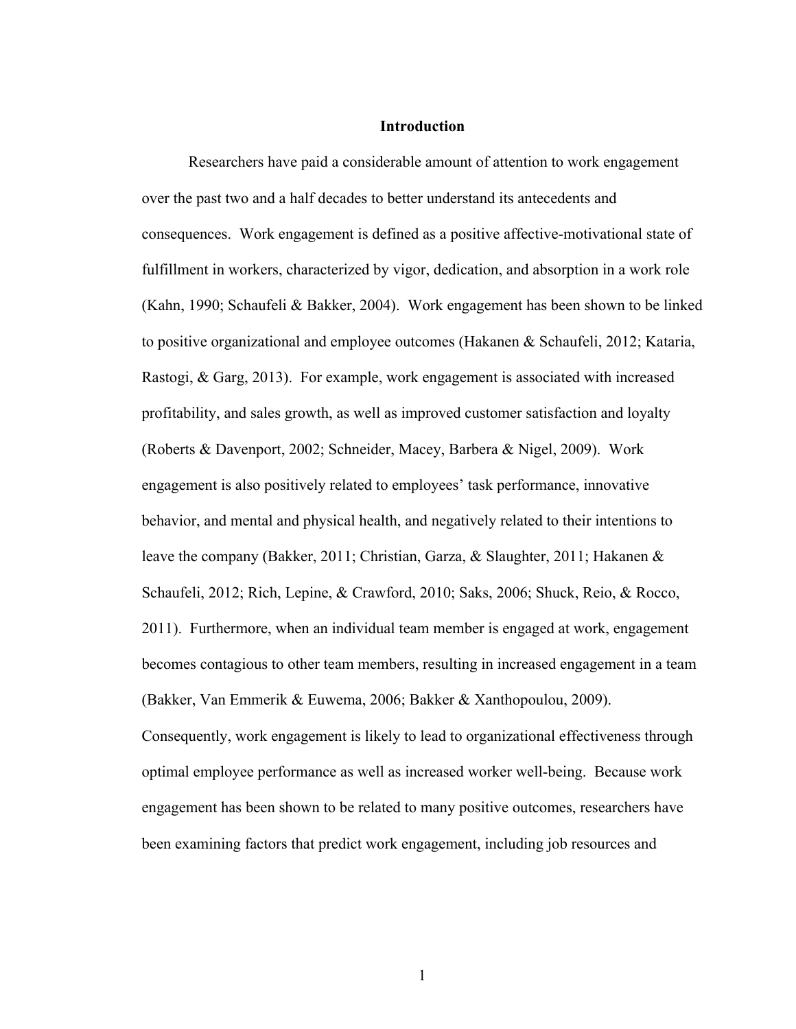# Introduction

Researchers have paid a considerable amount of attention to work engagement over the past two and a half decades to better understand its antecedents and consequences. Work engagement is defined as a positive affective-motivational state of fulfillment in workers, characterized by vigor, dedication, and absorption in a work role (Kahn, 1990; Schaufeli & Bakker, 2004). Work engagement has been shown to be linked to positive organizational and employee outcomes (Hakanen & Schaufeli, 2012; Kataria, Rastogi, & Garg, 2013). For example, work engagement is associated with increased profitability, and sales growth, as well as improved customer satisfaction and loyalty (Roberts & Davenport, 2002; Schneider, Macey, Barbera & Nigel, 2009). Work engagement is also positively related to employees' task performance, innovative behavior, and mental and physical health, and negatively related to their intentions to leave the company (Bakker, 2011; Christian, Garza, & Slaughter, 2011; Hakanen & Schaufeli, 2012; Rich, Lepine, & Crawford, 2010; Saks, 2006; Shuck, Reio, & Rocco, 2011). Furthermore, when an individual team member is engaged at work, engagement becomes contagious to other team members, resulting in increased engagement in a team (Bakker, Van Emmerik & Euwema, 2006; Bakker & Xanthopoulou, 2009). Consequently, work engagement is likely to lead to organizational effectiveness through optimal employee performance as well as increased worker well-being. Because work engagement has been shown to be related to many positive outcomes, researchers have been examining factors that predict work engagement, including job resources and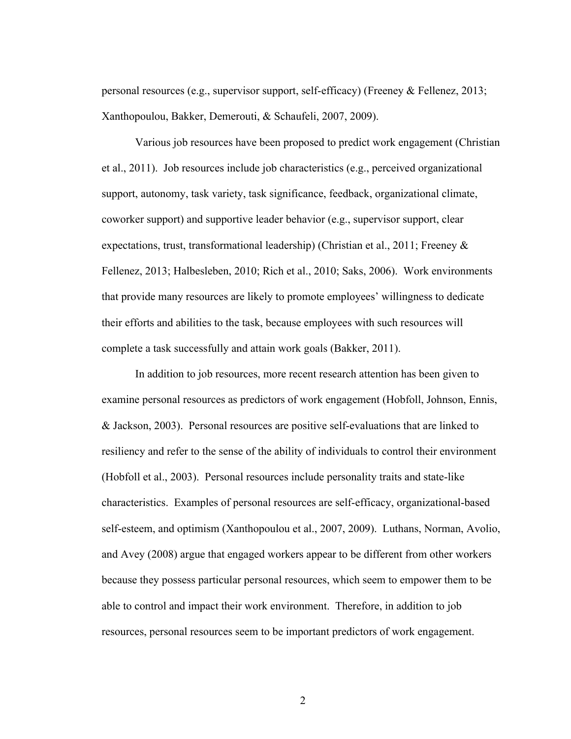personal resources (e.g., supervisor support, self-efficacy) (Freeney & Fellenez, 2013; Xanthopoulou, Bakker, Demerouti, & Schaufeli, 2007, 2009).

Various job resources have been proposed to predict work engagement (Christian et al., 2011). Job resources include job characteristics (e.g., perceived organizational support, autonomy, task variety, task significance, feedback, organizational climate, coworker support) and supportive leader behavior (e.g., supervisor support, clear expectations, trust, transformational leadership) (Christian et al., 2011; Freeney & Fellenez, 2013; Halbesleben, 2010; Rich et al., 2010; Saks, 2006). Work environments that provide many resources are likely to promote employees' willingness to dedicate their efforts and abilities to the task, because employees with such resources will complete a task successfully and attain work goals (Bakker, 2011).

In addition to job resources, more recent research attention has been given to examine personal resources as predictors of work engagement (Hobfoll, Johnson, Ennis, & Jackson, 2003). Personal resources are positive self-evaluations that are linked to resiliency and refer to the sense of the ability of individuals to control their environment (Hobfoll et al., 2003). Personal resources include personality traits and state-like characteristics. Examples of personal resources are self-efficacy, organizational-based self-esteem, and optimism (Xanthopoulou et al., 2007, 2009). Luthans, Norman, Avolio, and Avey (2008) argue that engaged workers appear to be different from other workers because they possess particular personal resources, which seem to empower them to be able to control and impact their work environment. Therefore, in addition to job resources, personal resources seem to be important predictors of work engagement.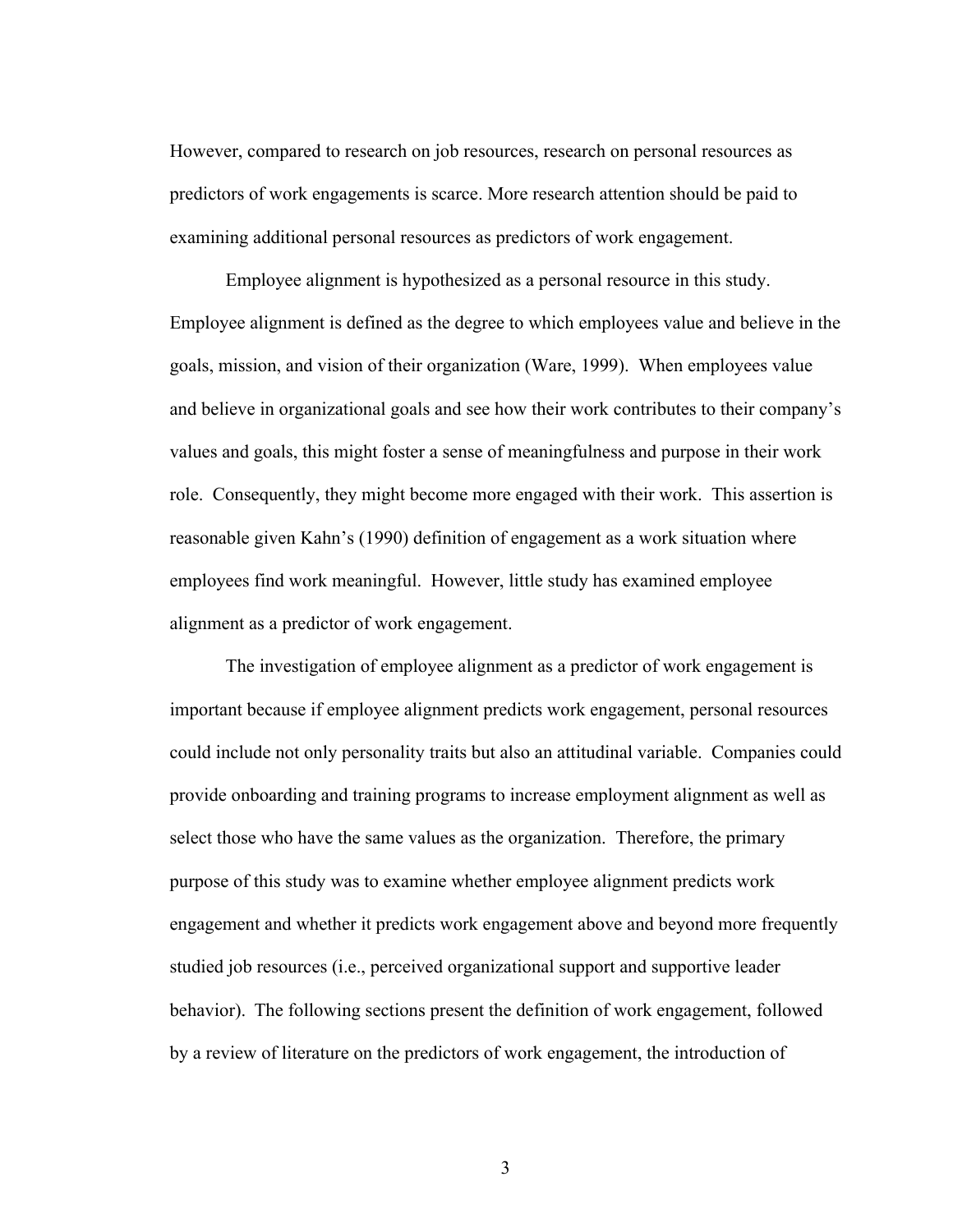However, compared to research on job resources, research on personal resources as predictors of work engagements is scarce. More research attention should be paid to examining additional personal resources as predictors of work engagement.

Employee alignment is hypothesized as a personal resource in this study. Employee alignment is defined as the degree to which employees value and believe in the goals, mission, and vision of their organization (Ware, 1999). When employees value and believe in organizational goals and see how their work contributes to their company's values and goals, this might foster a sense of meaningfulness and purpose in their work role. Consequently, they might become more engaged with their work. This assertion is reasonable given Kahn's (1990) definition of engagement as a work situation where employees find work meaningful. However, little study has examined employee alignment as a predictor of work engagement.

The investigation of employee alignment as a predictor of work engagement is important because if employee alignment predicts work engagement, personal resources could include not only personality traits but also an attitudinal variable. Companies could provide onboarding and training programs to increase employment alignment as well as select those who have the same values as the organization. Therefore, the primary purpose of this study was to examine whether employee alignment predicts work engagement and whether it predicts work engagement above and beyond more frequently studied job resources (i.e., perceived organizational support and supportive leader behavior). The following sections present the definition of work engagement, followed by a review of literature on the predictors of work engagement, the introduction of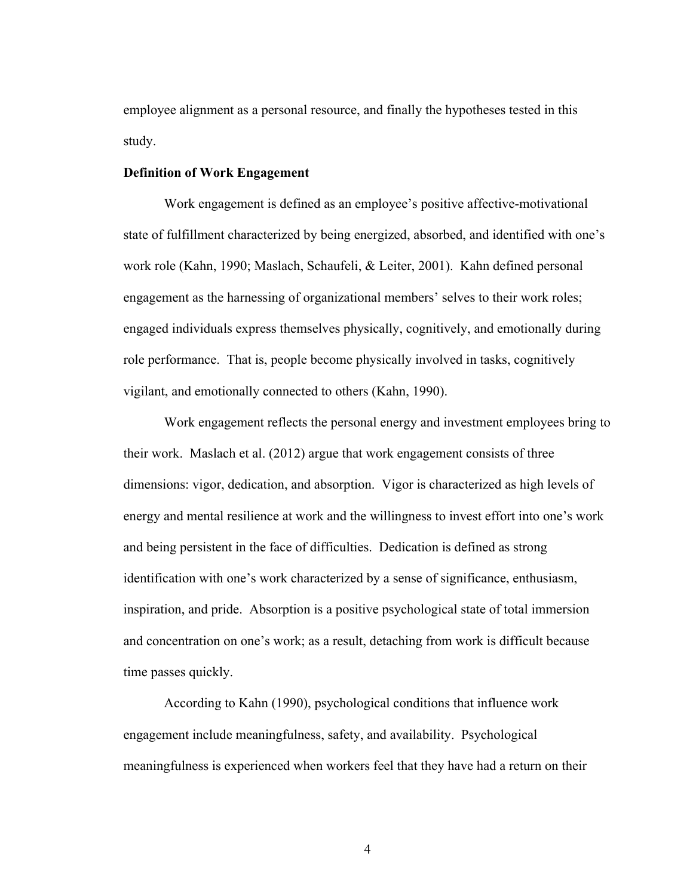employee alignment as a personal resource, and finally the hypotheses tested in this study.

**Definition of Work Engagement**

Work engagement is defined as an employee's positive affective-motivational state of fulfillment characterized by being energized, absorbed, and identified with one's work role (Kahn, 1990; Maslach, Schaufeli, & Leiter, 2001). Kahn defined personal engagement as the harnessing of organizational members' selves to their work roles; engaged individuals express themselves physically, cognitively, and emotionally during role performance. That is, people become physically involved in tasks, cognitively vigilant, and emotionally connected to others (Kahn, 1990).

Work engagement reflects the personal energy and investment employees bring to their work. Maslach et al. (2012) argue that work engagement consists of three dimensions: vigor, dedication, and absorption. Vigor is characterized as high levels of energy and mental resilience at work and the willingness to invest effort into one's work and being persistent in the face of difficulties. Dedication is defined as strong identification with one's work characterized by a sense of significance, enthusiasm, inspiration, and pride. Absorption is a positive psychological state of total immersion and concentration on one's work; as a result, detaching from work is difficult because time passes quickly.

According to Kahn (1990), psychological conditions that influence work engagement include meaningfulness, safety, and availability. Psychological meaningfulness is experienced when workers feel that they have had a return on their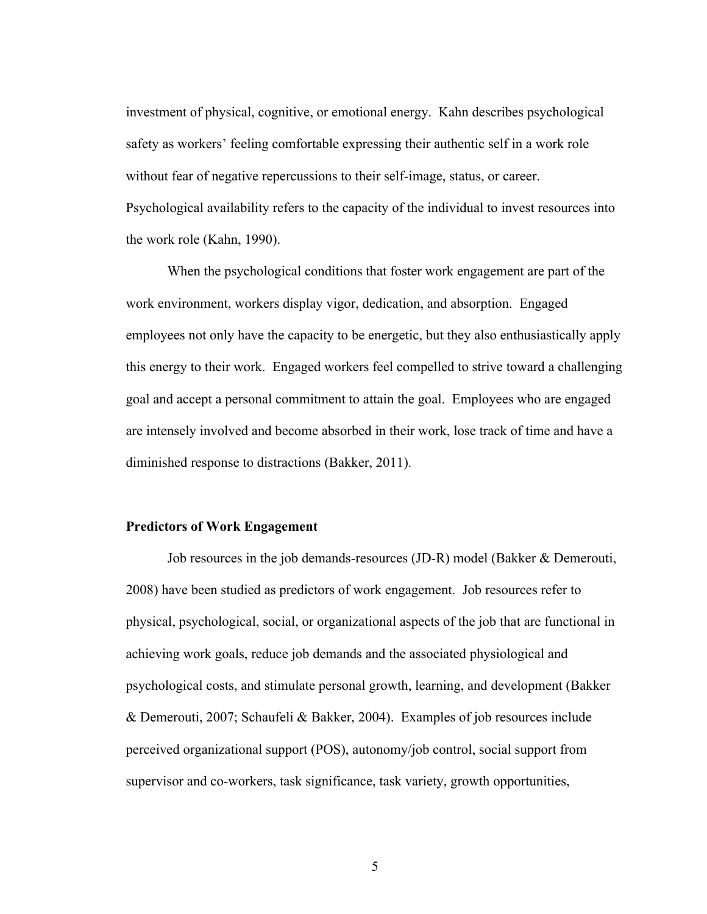investment of physical, cognitive, or emotional energy. Kahn describes psychological safety as workers' feeling comfortable expressing their authentic self in a work role without fear of negative repercussions to their self-image, status, or career. Psychological availability refers to the capacity of the individual to invest resources into the work role (Kahn, 1990).

When the psychological conditions that foster work engagement are part of the work environment, workers display vigor, dedication, and absorption. Engaged employees not only have the capacity to be energetic, but they also enthusiastically apply this energy to their work. Engaged workers feel compelled to strive toward a challenging goal and accept a personal commitment to attain the goal. Employees who are engaged are intensely involved and become absorbed in their work, lose track of time and have a diminished response to distractions (Bakker, 2011).

**Predictors of Work Engagement**

Job resources in the job demands-resources (JD-R) model (Bakker & Demerouti, 2008) have been studied as predictors of work engagement. Job resources refer to physical, psychological, social, or organizational aspects of the job that are functional in achieving work goals, reduce job demands and the associated physiological and psychological costs, and stimulate personal growth, learning, and development (Bakker & Demerouti, 2007; Schaufeli & Bakker, 2004). Examples of job resources include perceived organizational support (POS), autonomy/job control, social support from supervisor and co-workers, task significance, task variety, growth opportunities,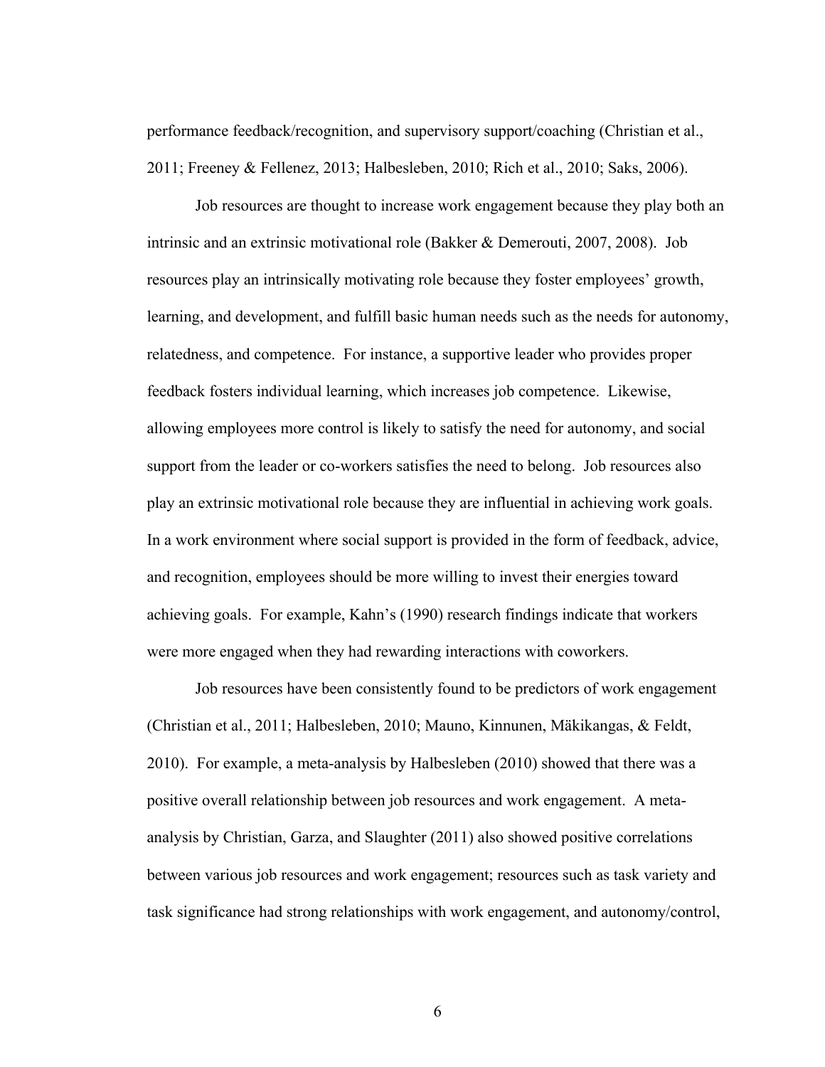performance feedback/recognition, and supervisory support/coaching (Christian et al., 2011; Freeney & Fellenez, 2013; Halbesleben, 2010; Rich et al., 2010; Saks, 2006).

Job resources are thought to increase work engagement because they play both an intrinsic and an extrinsic motivational role (Bakker & Demerouti, 2007, 2008). Job resources play an intrinsically motivating role because they foster employees' growth, learning, and development, and fulfill basic human needs such as the needs for autonomy, relatedness, and competence. For instance, a supportive leader who provides proper feedback fosters individual learning, which increases job competence. Likewise, allowing employees more control is likely to satisfy the need for autonomy, and social support from the leader or co-workers satisfies the need to belong. Job resources also play an extrinsic motivational role because they are influential in achieving work goals. In a work environment where social support is provided in the form of feedback, advice, and recognition, employees should be more willing to invest their energies toward achieving goals. For example, Kahn's (1990) research findings indicate that workers were more engaged when they had rewarding interactions with coworkers.

Job resources have been consistently found to be predictors of work engagement (Christian et al., 2011; Halbesleben, 2010; Mauno, Kinnunen, Mäkikangas, & Feldt, 2010). For example, a meta-analysis by Halbesleben (2010) showed that there was a positive overall relationship between job resources and work engagement. A meta-analysis by Christian, Garza, and Slaughter (2011) also showed positive correlations between various job resources and work engagement; resources such as task variety and task significance had strong relationships with work engagement, and autonomy/control,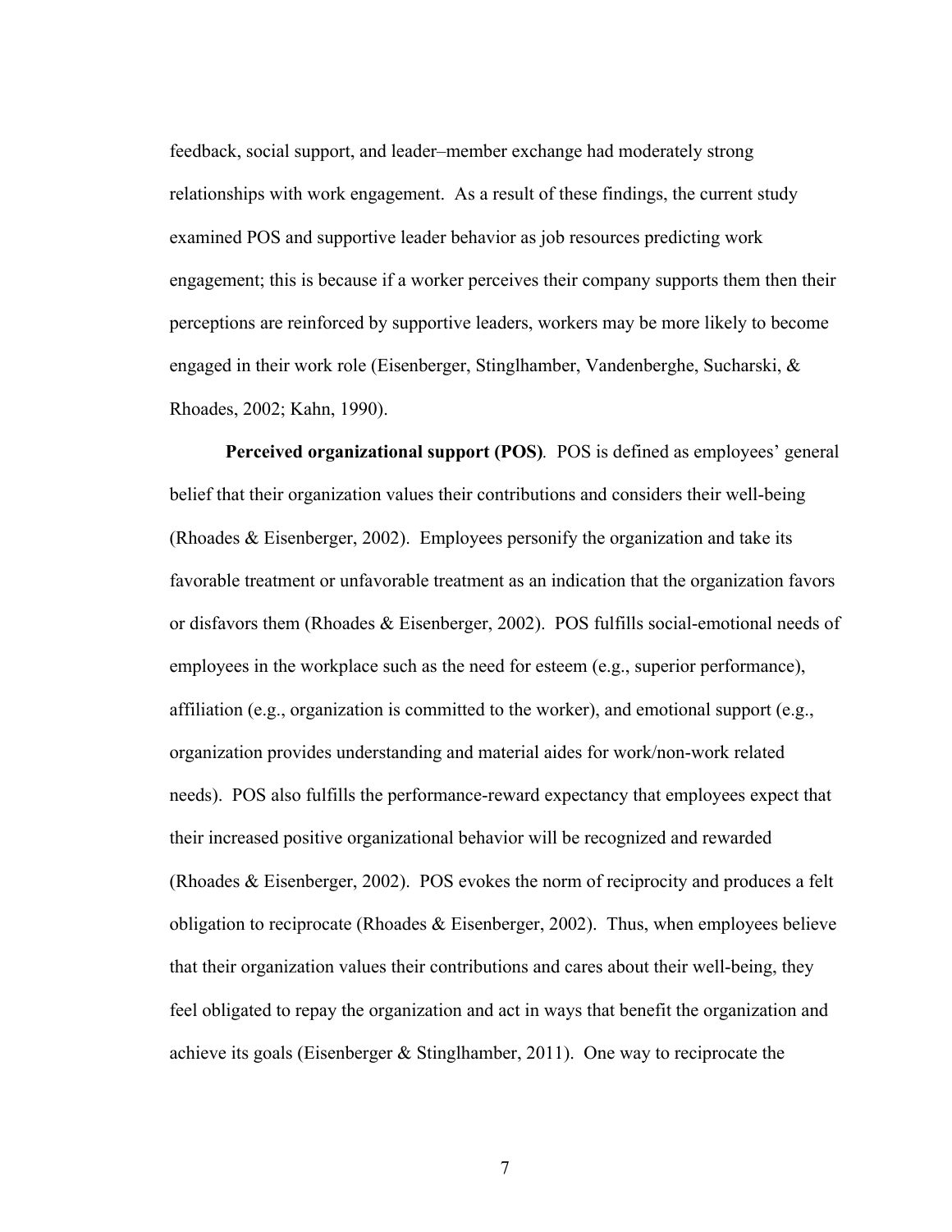feedback, social support, and leader–member exchange had moderately strong relationships with work engagement. As a result of these findings, the current study examined POS and supportive leader behavior as job resources predicting work engagement; this is because if a worker perceives their company supports them then their perceptions are reinforced by supportive leaders, workers may be more likely to become engaged in their work role (Eisenberger, Stinglhamber, Vandenberghe, Sucharski, & Rhoades, 2002; Kahn, 1990).

**Perceived organizational support (POS)***.* POS is defined as employees' general belief that their organization values their contributions and considers their well-being (Rhoades & Eisenberger, 2002). Employees personify the organization and take its favorable treatment or unfavorable treatment as an indication that the organization favors or disfavors them (Rhoades & Eisenberger, 2002). POS fulfills social-emotional needs of employees in the workplace such as the need for esteem (e.g., superior performance), affiliation (e.g., organization is committed to the worker), and emotional support (e.g., organization provides understanding and material aides for work/non-work related needs). POS also fulfills the performance-reward expectancy that employees expect that their increased positive organizational behavior will be recognized and rewarded (Rhoades & Eisenberger, 2002). POS evokes the norm of reciprocity and produces a felt obligation to reciprocate (Rhoades & Eisenberger, 2002). Thus, when employees believe that their organization values their contributions and cares about their well-being, they feel obligated to repay the organization and act in ways that benefit the organization and achieve its goals (Eisenberger & Stinglhamber, 2011). One way to reciprocate the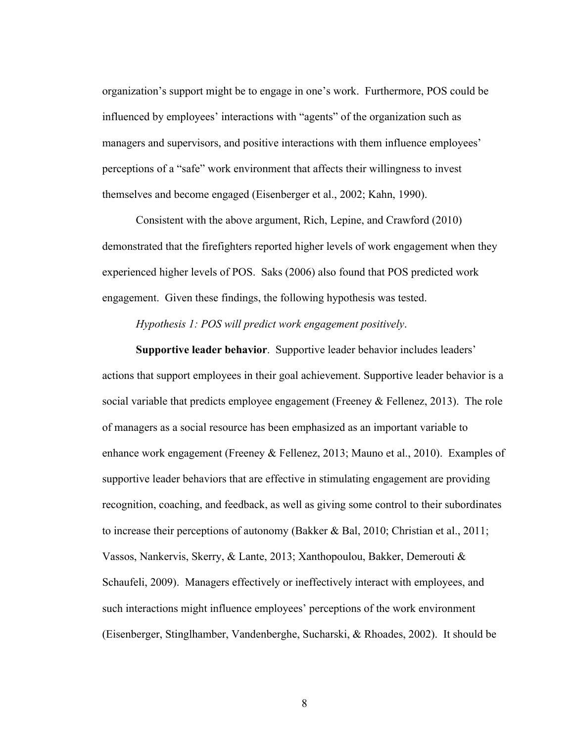organization's support might be to engage in one's work. Furthermore, POS could be influenced by employees' interactions with "agents" of the organization such as managers and supervisors, and positive interactions with them influence employees' perceptions of a "safe" work environment that affects their willingness to invest themselves and become engaged (Eisenberger et al., 2002; Kahn, 1990).

Consistent with the above argument, Rich, Lepine, and Crawford (2010) demonstrated that the firefighters reported higher levels of work engagement when they experienced higher levels of POS. Saks (2006) also found that POS predicted work engagement. Given these findings, the following hypothesis was tested.

*Hypothesis 1: POS will predict work engagement positively*.

**Supportive leader behavior**. Supportive leader behavior includes leaders' actions that support employees in their goal achievement. Supportive leader behavior is a social variable that predicts employee engagement (Freeney & Fellenez, 2013). The role of managers as a social resource has been emphasized as an important variable to enhance work engagement (Freeney & Fellenez, 2013; Mauno et al., 2010). Examples of supportive leader behaviors that are effective in stimulating engagement are providing recognition, coaching, and feedback, as well as giving some control to their subordinates to increase their perceptions of autonomy (Bakker & Bal, 2010; Christian et al., 2011; Vassos, Nankervis, Skerry, & Lante, 2013; Xanthopoulou, Bakker, Demerouti & Schaufeli, 2009). Managers effectively or ineffectively interact with employees, and such interactions might influence employees' perceptions of the work environment (Eisenberger, Stinglhamber, Vandenberghe, Sucharski, & Rhoades, 2002). It should be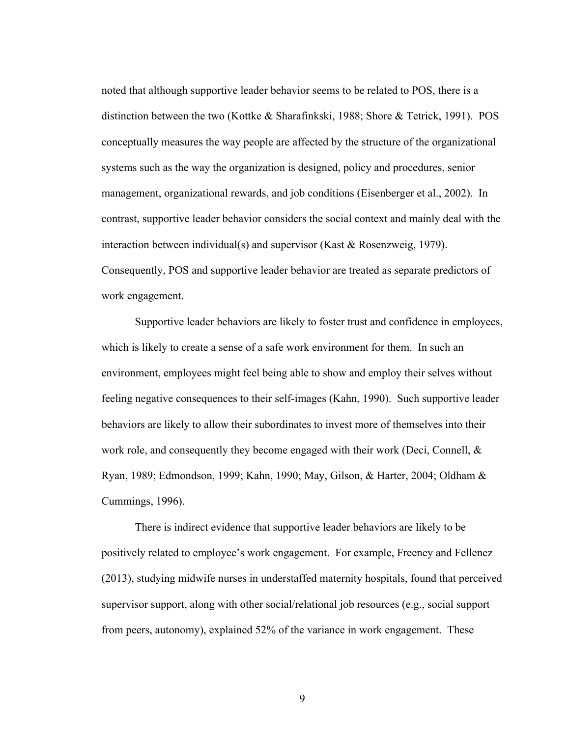noted that although supportive leader behavior seems to be related to POS, there is a distinction between the two (Kottke & Sharafinkski, 1988; Shore & Tetrick, 1991). POS conceptually measures the way people are affected by the structure of the organizational systems such as the way the organization is designed, policy and procedures, senior management, organizational rewards, and job conditions (Eisenberger et al., 2002). In contrast, supportive leader behavior considers the social context and mainly deal with the interaction between individual(s) and supervisor (Kast & Rosenzweig, 1979). Consequently, POS and supportive leader behavior are treated as separate predictors of work engagement.

Supportive leader behaviors are likely to foster trust and confidence in employees, which is likely to create a sense of a safe work environment for them. In such an environment, employees might feel being able to show and employ their selves without feeling negative consequences to their self-images (Kahn, 1990). Such supportive leader behaviors are likely to allow their subordinates to invest more of themselves into their work role, and consequently they become engaged with their work (Deci, Connell, & Ryan, 1989; Edmondson, 1999; Kahn, 1990; May, Gilson, & Harter, 2004; Oldham & Cummings, 1996).

There is indirect evidence that supportive leader behaviors are likely to be positively related to employee's work engagement. For example, Freeney and Fellenez (2013), studying midwife nurses in understaffed maternity hospitals, found that perceived supervisor support, along with other social/relational job resources (e.g., social support from peers, autonomy), explained 52% of the variance in work engagement. These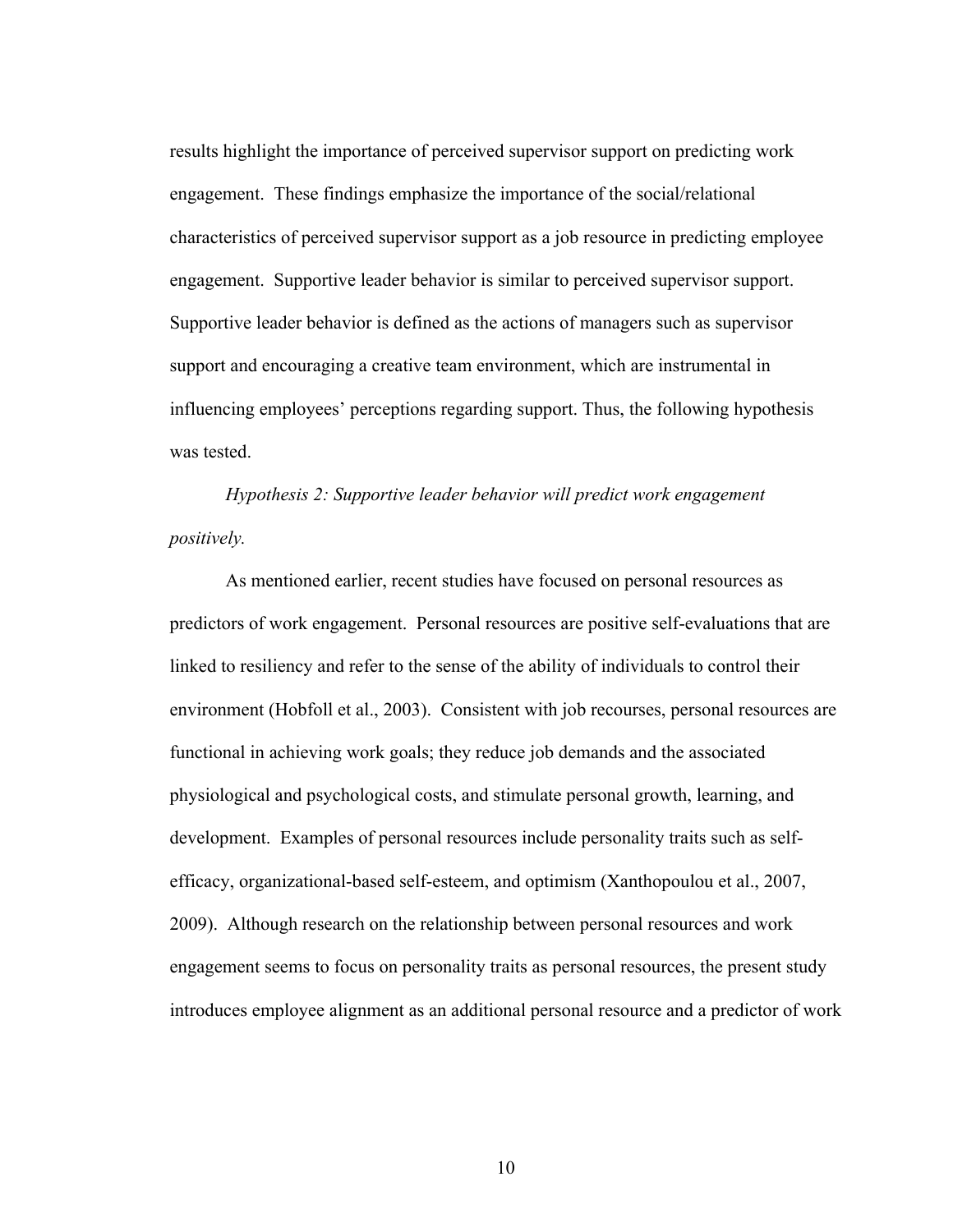results highlight the importance of perceived supervisor support on predicting work engagement. These findings emphasize the importance of the social/relational characteristics of perceived supervisor support as a job resource in predicting employee engagement. Supportive leader behavior is similar to perceived supervisor support. Supportive leader behavior is defined as the actions of managers such as supervisor support and encouraging a creative team environment, which are instrumental in influencing employees' perceptions regarding support. Thus, the following hypothesis was tested.

*Hypothesis 2: Supportive leader behavior will predict work engagement positively.*

As mentioned earlier, recent studies have focused on personal resources as predictors of work engagement. Personal resources are positive self-evaluations that are linked to resiliency and refer to the sense of the ability of individuals to control their environment (Hobfoll et al., 2003). Consistent with job recourses, personal resources are functional in achieving work goals; they reduce job demands and the associated physiological and psychological costs, and stimulate personal growth, learning, and development. Examples of personal resources include personality traits such as self-efficacy, organizational-based self-esteem, and optimism (Xanthopoulou et al., 2007, 2009). Although research on the relationship between personal resources and work engagement seems to focus on personality traits as personal resources, the present study introduces employee alignment as an additional personal resource and a predictor of work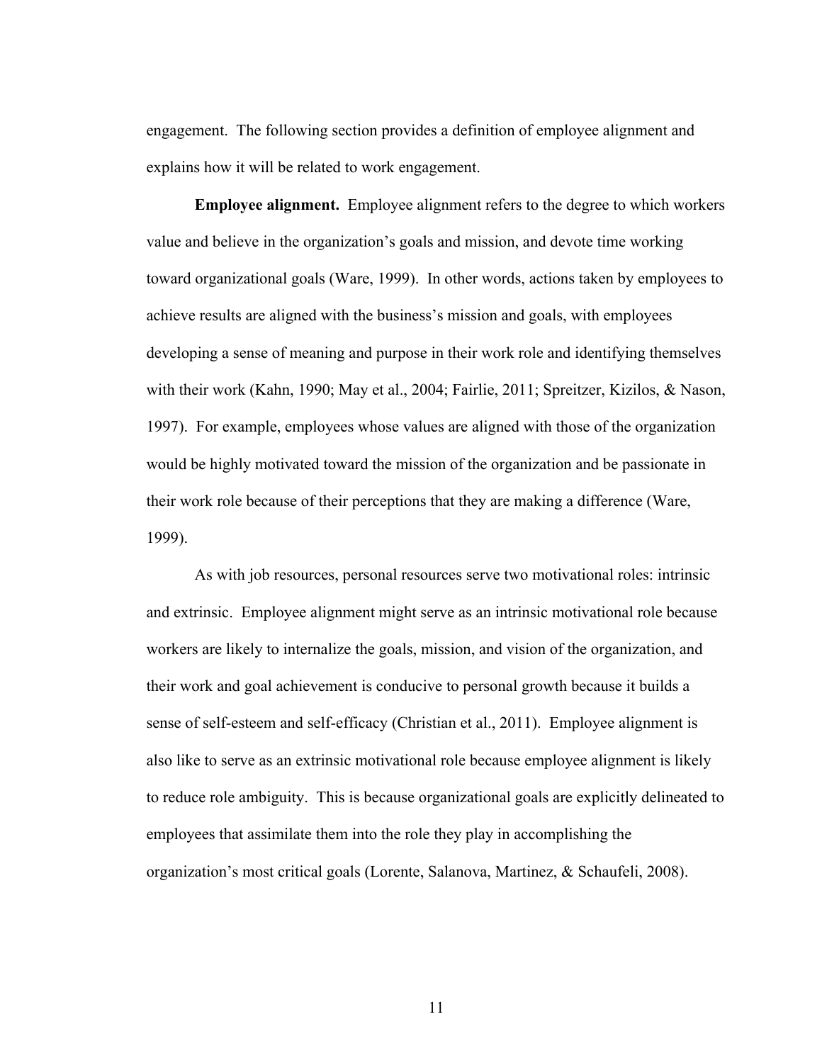engagement. The following section provides a definition of employee alignment and explains how it will be related to work engagement.

**Employee alignment.** Employee alignment refers to the degree to which workers value and believe in the organization's goals and mission, and devote time working toward organizational goals (Ware, 1999). In other words, actions taken by employees to achieve results are aligned with the business's mission and goals, with employees developing a sense of meaning and purpose in their work role and identifying themselves with their work (Kahn, 1990; May et al., 2004; Fairlie, 2011; Spreitzer, Kizilos, & Nason, 1997). For example, employees whose values are aligned with those of the organization would be highly motivated toward the mission of the organization and be passionate in their work role because of their perceptions that they are making a difference (Ware, 1999).

As with job resources, personal resources serve two motivational roles: intrinsic and extrinsic. Employee alignment might serve as an intrinsic motivational role because workers are likely to internalize the goals, mission, and vision of the organization, and their work and goal achievement is conducive to personal growth because it builds a sense of self-esteem and self-efficacy (Christian et al., 2011). Employee alignment is also like to serve as an extrinsic motivational role because employee alignment is likely to reduce role ambiguity. This is because organizational goals are explicitly delineated to employees that assimilate them into the role they play in accomplishing the organization's most critical goals (Lorente, Salanova, Martinez, & Schaufeli, 2008).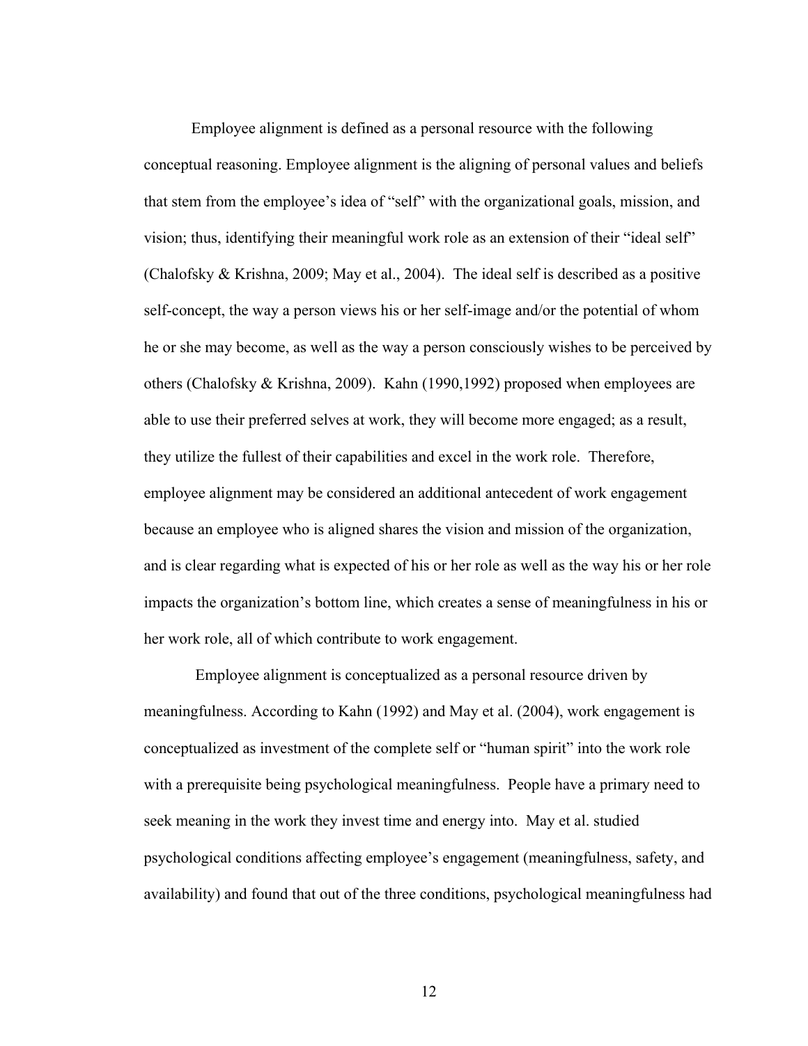Employee alignment is defined as a personal resource with the following conceptual reasoning. Employee alignment is the aligning of personal values and beliefs that stem from the employee's idea of "self" with the organizational goals, mission, and vision; thus, identifying their meaningful work role as an extension of their "ideal self" (Chalofsky & Krishna, 2009; May et al., 2004). The ideal self is described as a positive self-concept, the way a person views his or her self-image and/or the potential of whom he or she may become, as well as the way a person consciously wishes to be perceived by others (Chalofsky & Krishna, 2009). Kahn (1990,1992) proposed when employees are able to use their preferred selves at work, they will become more engaged; as a result, they utilize the fullest of their capabilities and excel in the work role. Therefore, employee alignment may be considered an additional antecedent of work engagement because an employee who is aligned shares the vision and mission of the organization, and is clear regarding what is expected of his or her role as well as the way his or her role impacts the organization's bottom line, which creates a sense of meaningfulness in his or her work role, all of which contribute to work engagement.

Employee alignment is conceptualized as a personal resource driven by meaningfulness. According to Kahn (1992) and May et al. (2004), work engagement is conceptualized as investment of the complete self or "human spirit" into the work role with a prerequisite being psychological meaningfulness. People have a primary need to seek meaning in the work they invest time and energy into. May et al. studied psychological conditions affecting employee's engagement (meaningfulness, safety, and availability) and found that out of the three conditions, psychological meaningfulness had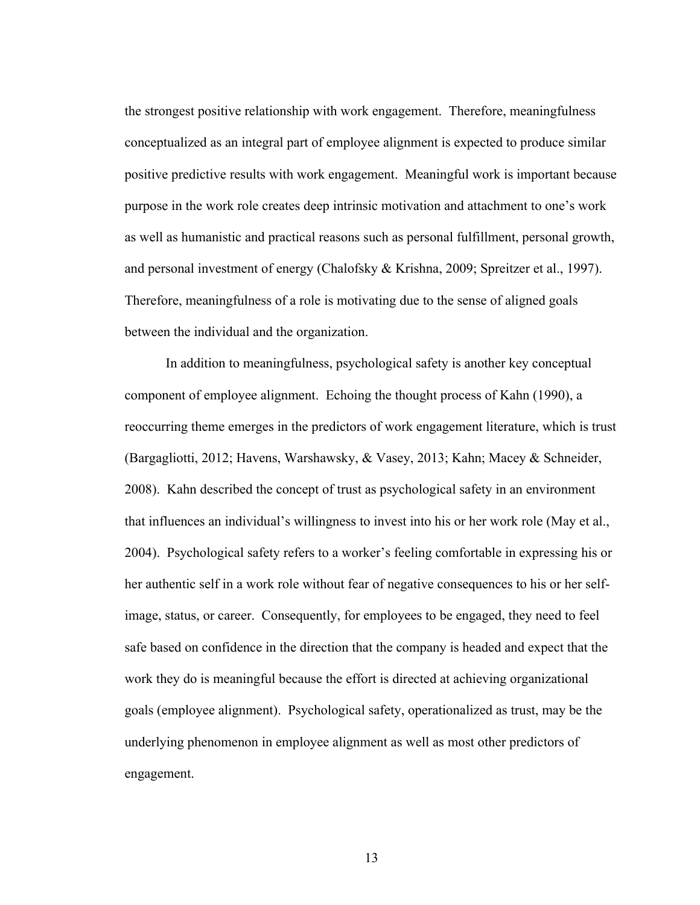the strongest positive relationship with work engagement. Therefore, meaningfulness conceptualized as an integral part of employee alignment is expected to produce similar positive predictive results with work engagement. Meaningful work is important because purpose in the work role creates deep intrinsic motivation and attachment to one's work as well as humanistic and practical reasons such as personal fulfillment, personal growth, and personal investment of energy (Chalofsky & Krishna, 2009; Spreitzer et al., 1997). Therefore, meaningfulness of a role is motivating due to the sense of aligned goals between the individual and the organization.

In addition to meaningfulness, psychological safety is another key conceptual component of employee alignment. Echoing the thought process of Kahn (1990), a reoccurring theme emerges in the predictors of work engagement literature, which is trust (Bargagliotti, 2012; Havens, Warshawsky, & Vasey, 2013; Kahn; Macey & Schneider, 2008). Kahn described the concept of trust as psychological safety in an environment that influences an individual's willingness to invest into his or her work role (May et al., 2004). Psychological safety refers to a worker's feeling comfortable in expressing his or her authentic self in a work role without fear of negative consequences to his or her self-image, status, or career. Consequently, for employees to be engaged, they need to feel safe based on confidence in the direction that the company is headed and expect that the work they do is meaningful because the effort is directed at achieving organizational goals (employee alignment). Psychological safety, operationalized as trust, may be the underlying phenomenon in employee alignment as well as most other predictors of engagement.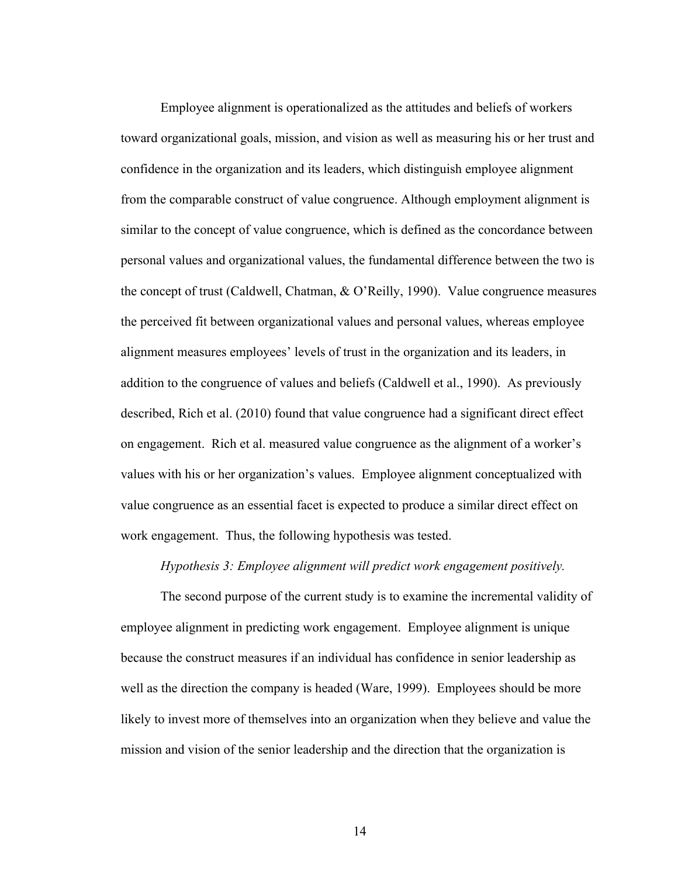Employee alignment is operationalized as the attitudes and beliefs of workers toward organizational goals, mission, and vision as well as measuring his or her trust and confidence in the organization and its leaders, which distinguish employee alignment from the comparable construct of value congruence. Although employment alignment is similar to the concept of value congruence, which is defined as the concordance between personal values and organizational values, the fundamental difference between the two is the concept of trust (Caldwell, Chatman, & O'Reilly, 1990). Value congruence measures the perceived fit between organizational values and personal values, whereas employee alignment measures employees' levels of trust in the organization and its leaders, in addition to the congruence of values and beliefs (Caldwell et al., 1990). As previously described, Rich et al. (2010) found that value congruence had a significant direct effect on engagement. Rich et al. measured value congruence as the alignment of a worker's values with his or her organization's values. Employee alignment conceptualized with value congruence as an essential facet is expected to produce a similar direct effect on work engagement. Thus, the following hypothesis was tested.

*Hypothesis 3: Employee alignment will predict work engagement positively.*

The second purpose of the current study is to examine the incremental validity of employee alignment in predicting work engagement. Employee alignment is unique because the construct measures if an individual has confidence in senior leadership as well as the direction the company is headed (Ware, 1999). Employees should be more likely to invest more of themselves into an organization when they believe and value the mission and vision of the senior leadership and the direction that the organization is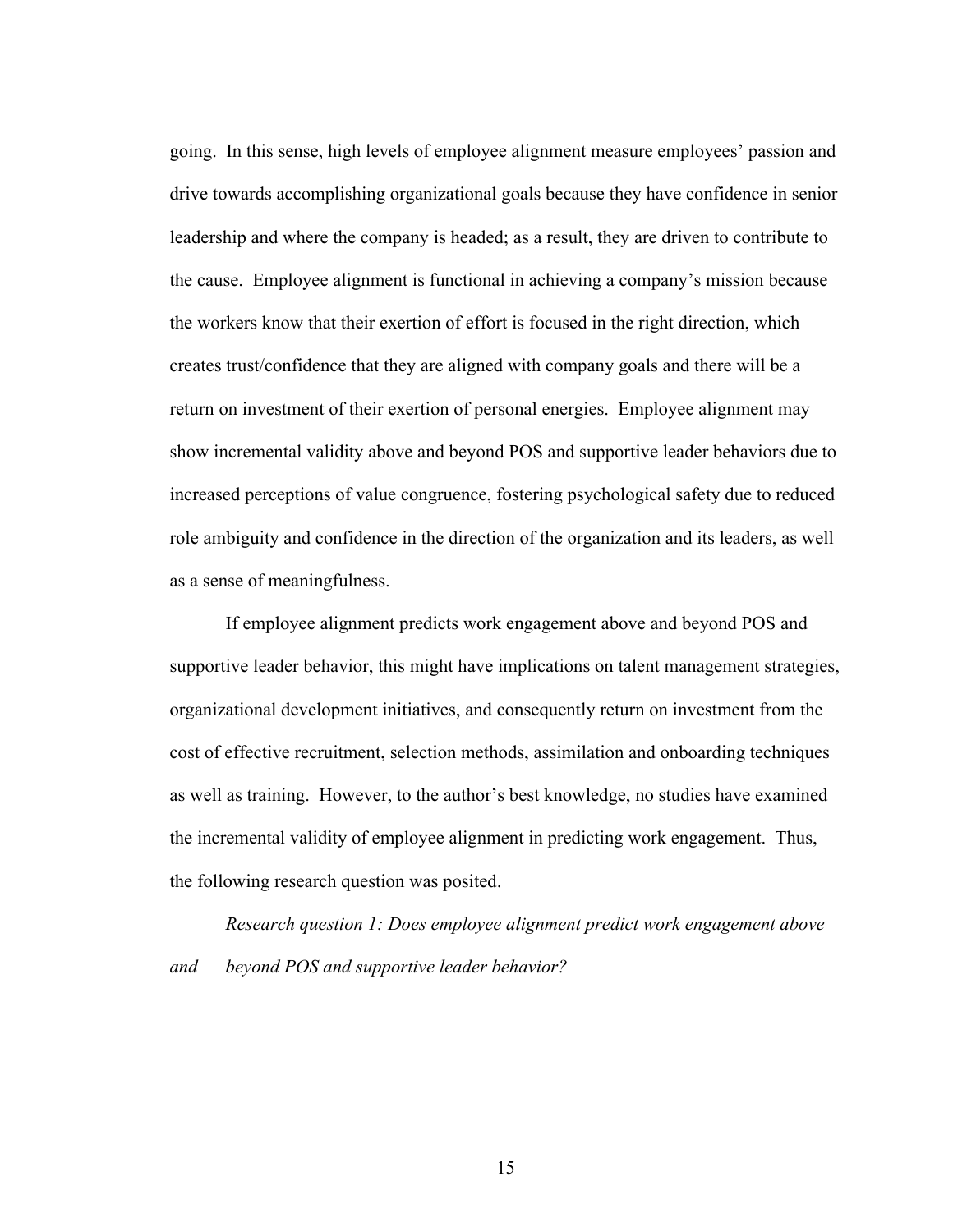going. In this sense, high levels of employee alignment measure employees' passion and drive towards accomplishing organizational goals because they have confidence in senior leadership and where the company is headed; as a result, they are driven to contribute to the cause. Employee alignment is functional in achieving a company's mission because the workers know that their exertion of effort is focused in the right direction, which creates trust/confidence that they are aligned with company goals and there will be a return on investment of their exertion of personal energies. Employee alignment may show incremental validity above and beyond POS and supportive leader behaviors due to increased perceptions of value congruence, fostering psychological safety due to reduced role ambiguity and confidence in the direction of the organization and its leaders, as well as a sense of meaningfulness.

If employee alignment predicts work engagement above and beyond POS and supportive leader behavior, this might have implications on talent management strategies, organizational development initiatives, and consequently return on investment from the cost of effective recruitment, selection methods, assimilation and onboarding techniques as well as training. However, to the author's best knowledge, no studies have examined the incremental validity of employee alignment in predicting work engagement. Thus, the following research question was posited.

*Research question 1: Does employee alignment predict work engagement above and beyond POS and supportive leader behavior?*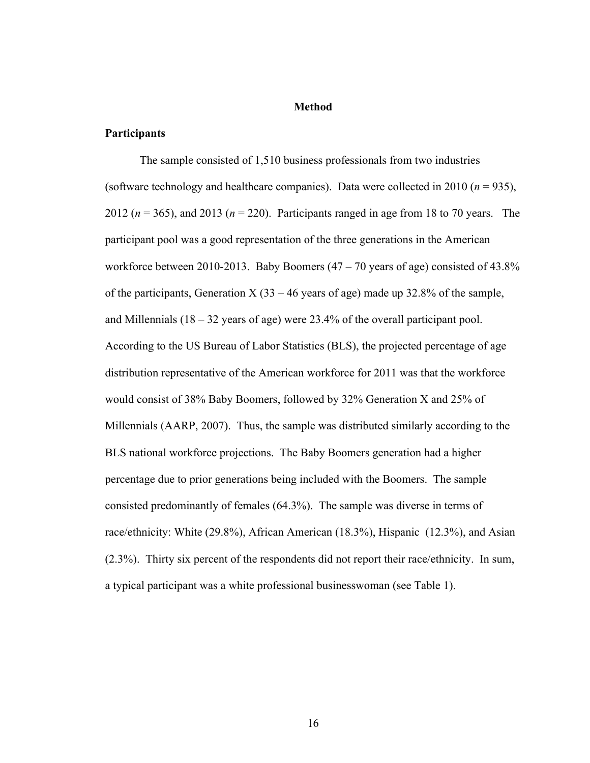# Method

## Participants

The sample consisted of 1,510 business professionals from two industries (software technology and healthcare companies). Data were collected in 2010 ($n$ = 935), 2012 ($n$ = 365), and 2013 ($n$ = 220). Participants ranged in age from 18 to 70 years. The participant pool was a good representation of the three generations in the American workforce between 2010-2013. Baby Boomers (47 – 70 years of age) consisted of 43.8% of the participants, Generation X (33 – 46 years of age) made up 32.8% of the sample, and Millennials (18 – 32 years of age) were 23.4% of the overall participant pool. According to the US Bureau of Labor Statistics (BLS), the projected percentage of age distribution representative of the American workforce for 2011 was that the workforce would consist of 38% Baby Boomers, followed by 32% Generation X and 25% of Millennials (AARP, 2007). Thus, the sample was distributed similarly according to the BLS national workforce projections. The Baby Boomers generation had a higher percentage due to prior generations being included with the Boomers. The sample consisted predominantly of females (64.3%). The sample was diverse in terms of race/ethnicity: White (29.8%), African American (18.3%), Hispanic (12.3%), and Asian (2.3%). Thirty six percent of the respondents did not report their race/ethnicity. In sum, a typical participant was a white professional businesswoman (see Table 1).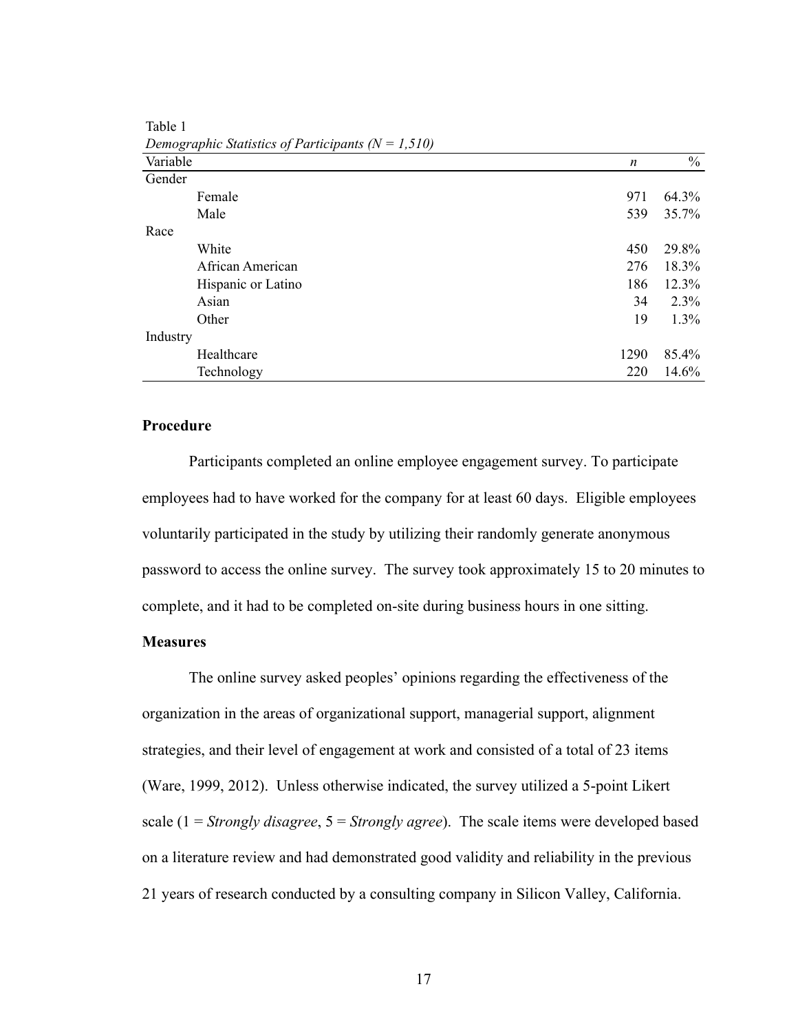Table 1

*Demographic Statistics of Participants (N = 1,510)*

| Variable | *n* | % |
|---|---|---|
| Gender | | |
| Female | 971 | 64.3% |
| Male | 539 | 35.7% |
| Race | | |
| White | 450 | 29.8% |
| African American | 276 | 18.3% |
| Hispanic or Latino | 186 | 12.3% |
| Asian | 34 | 2.3% |
| Other | 19 | 1.3% |
| Industry | | |
| Healthcare | 1290 | 85.4% |
| Technology | 220 | 14.6% |

**Procedure**

Participants completed an online employee engagement survey. To participate employees had to have worked for the company for at least 60 days. Eligible employees voluntarily participated in the study by utilizing their randomly generate anonymous password to access the online survey. The survey took approximately 15 to 20 minutes to complete, and it had to be completed on-site during business hours in one sitting.

**Measures**

The online survey asked peoples' opinions regarding the effectiveness of the organization in the areas of organizational support, managerial support, alignment strategies, and their level of engagement at work and consisted of a total of 23 items (Ware, 1999, 2012). Unless otherwise indicated, the survey utilized a 5-point Likert scale (1 = *Strongly disagree*, 5 = *Strongly agree*). The scale items were developed based on a literature review and had demonstrated good validity and reliability in the previous 21 years of research conducted by a consulting company in Silicon Valley, California.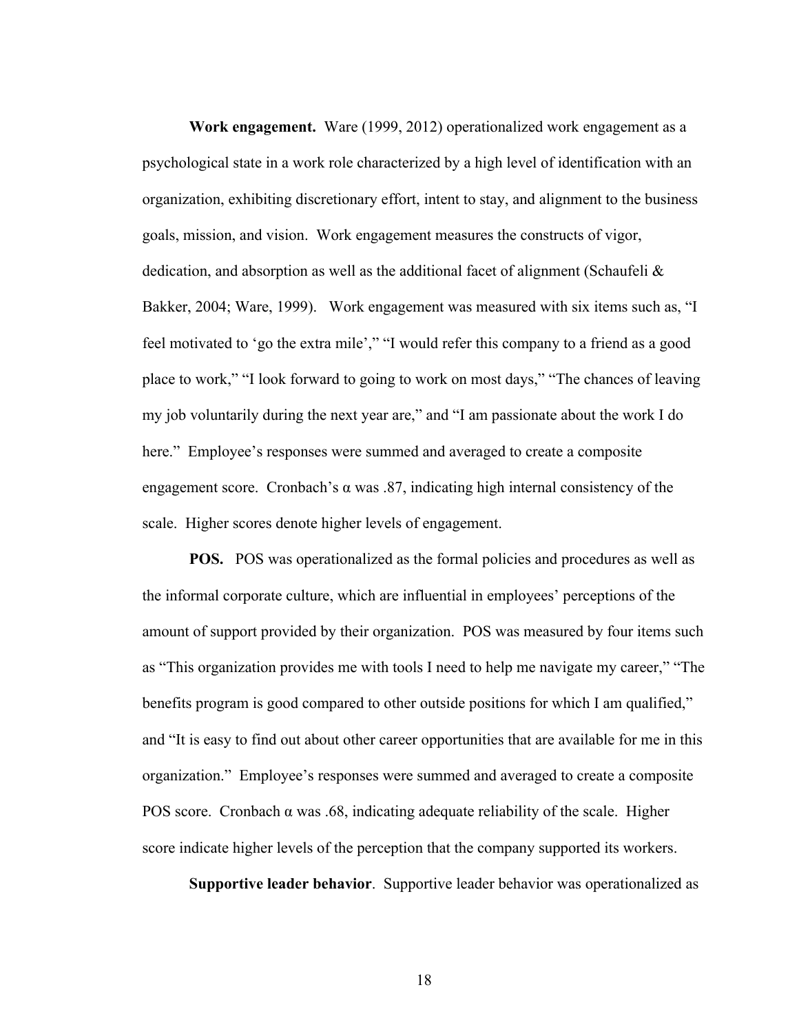**Work engagement.** Ware (1999, 2012) operationalized work engagement as a psychological state in a work role characterized by a high level of identification with an organization, exhibiting discretionary effort, intent to stay, and alignment to the business goals, mission, and vision. Work engagement measures the constructs of vigor, dedication, and absorption as well as the additional facet of alignment (Schaufeli & Bakker, 2004; Ware, 1999). Work engagement was measured with six items such as, "I feel motivated to 'go the extra mile'," "I would refer this company to a friend as a good place to work," "I look forward to going to work on most days," "The chances of leaving my job voluntarily during the next year are," and "I am passionate about the work I do here." Employee's responses were summed and averaged to create a composite engagement score. Cronbach's α was .87, indicating high internal consistency of the scale. Higher scores denote higher levels of engagement.

**POS.** POS was operationalized as the formal policies and procedures as well as the informal corporate culture, which are influential in employees' perceptions of the amount of support provided by their organization. POS was measured by four items such as "This organization provides me with tools I need to help me navigate my career," "The benefits program is good compared to other outside positions for which I am qualified," and "It is easy to find out about other career opportunities that are available for me in this organization." Employee's responses were summed and averaged to create a composite POS score. Cronbach α was .68, indicating adequate reliability of the scale. Higher score indicate higher levels of the perception that the company supported its workers.

**Supportive leader behavior**. Supportive leader behavior was operationalized as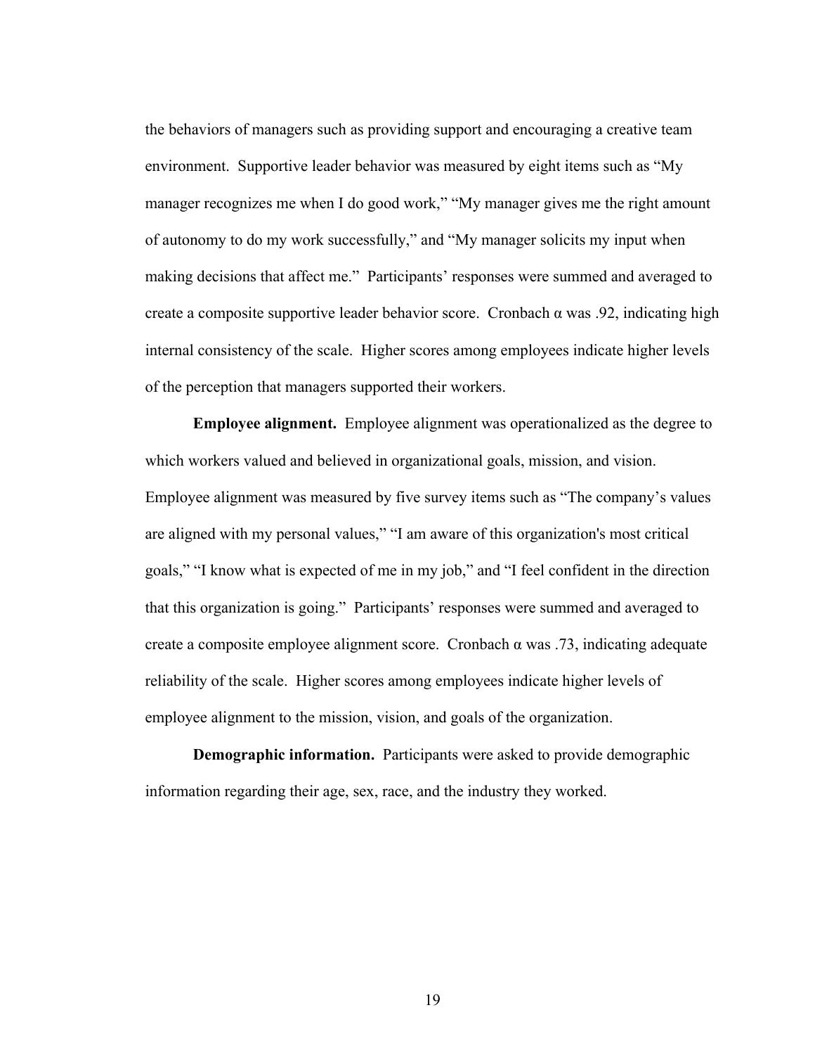the behaviors of managers such as providing support and encouraging a creative team environment. Supportive leader behavior was measured by eight items such as "My manager recognizes me when I do good work," "My manager gives me the right amount of autonomy to do my work successfully," and "My manager solicits my input when making decisions that affect me." Participants' responses were summed and averaged to create a composite supportive leader behavior score. Cronbach α was .92, indicating high internal consistency of the scale. Higher scores among employees indicate higher levels of the perception that managers supported their workers.

**Employee alignment.** Employee alignment was operationalized as the degree to which workers valued and believed in organizational goals, mission, and vision. Employee alignment was measured by five survey items such as "The company's values are aligned with my personal values," "I am aware of this organization's most critical goals," "I know what is expected of me in my job," and "I feel confident in the direction that this organization is going." Participants' responses were summed and averaged to create a composite employee alignment score. Cronbach α was .73, indicating adequate reliability of the scale. Higher scores among employees indicate higher levels of employee alignment to the mission, vision, and goals of the organization.

**Demographic information.** Participants were asked to provide demographic information regarding their age, sex, race, and the industry they worked.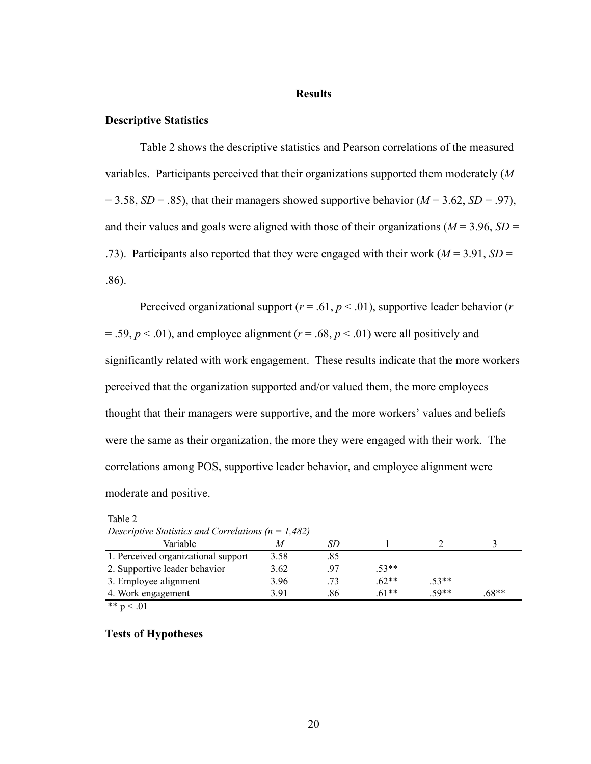# Results

## Descriptive Statistics

Table 2 shows the descriptive statistics and Pearson correlations of the measured variables. Participants perceived that their organizations supported them moderately (*M* = 3.58, *SD* = .85), that their managers showed supportive behavior (*M* = 3.62, *SD* = .97), and their values and goals were aligned with those of their organizations (*M* = 3.96, *SD* = .73). Participants also reported that they were engaged with their work (*M* = 3.91, *SD* = .86).

Perceived organizational support ($r = .61$, $p < .01$), supportive leader behavior ($r = .59$, $p < .01$), and employee alignment ($r = .68$, $p < .01$) were all positively and significantly related with work engagement. These results indicate that the more workers perceived that the organization supported and/or valued them, the more employees thought that their managers were supportive, and the more workers' values and beliefs were the same as their organization, the more they were engaged with their work. The correlations among POS, supportive leader behavior, and employee alignment were moderate and positive.

Table 2
*Descriptive Statistics and Correlations (n = 1,482)*

| Variable | *M* | *SD* | 1 | 2 | 3 |
|---|---|---|---|---|---|
| 1. Perceived organizational support | 3.58 | .85 | | | |
| 2. Supportive leader behavior | 3.62 | .97 | .53** | | |
| 3. Employee alignment | 3.96 | .73 | .62** | .53** | |
| 4. Work engagement | 3.91 | .86 | .61** | .59** | .68** |

** p < .01

## Tests of Hypotheses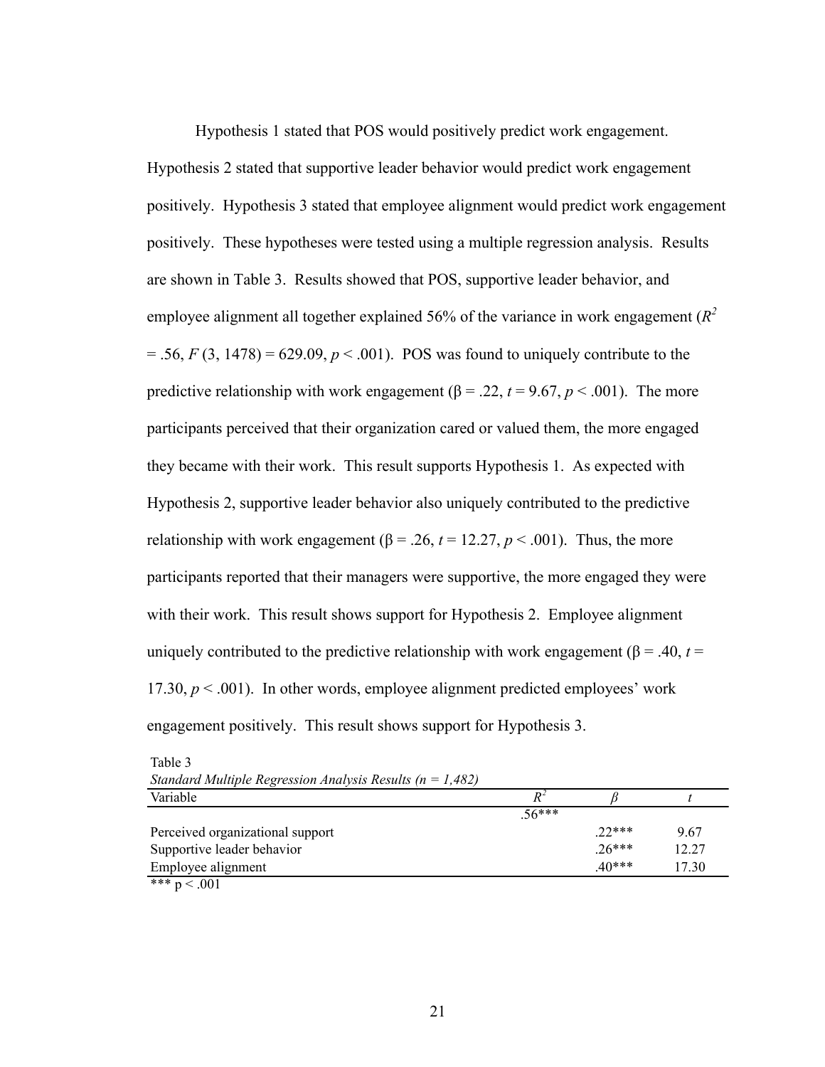Hypothesis 1 stated that POS would positively predict work engagement. Hypothesis 2 stated that supportive leader behavior would predict work engagement positively. Hypothesis 3 stated that employee alignment would predict work engagement positively. These hypotheses were tested using a multiple regression analysis. Results are shown in Table 3. Results showed that POS, supportive leader behavior, and employee alignment all together explained 56% of the variance in work engagement ($R^2 = .56$, $F(3, 1478) = 629.09$, $p < .001$). POS was found to uniquely contribute to the predictive relationship with work engagement ($\beta = .22$, $t = 9.67$, $p < .001$). The more participants perceived that their organization cared or valued them, the more engaged they became with their work. This result supports Hypothesis 1. As expected with Hypothesis 2, supportive leader behavior also uniquely contributed to the predictive relationship with work engagement ($\beta = .26$, $t = 12.27$, $p < .001$). Thus, the more participants reported that their managers were supportive, the more engaged they were with their work. This result shows support for Hypothesis 2. Employee alignment uniquely contributed to the predictive relationship with work engagement ($\beta = .40$, $t = 17.30$, $p < .001$). In other words, employee alignment predicted employees' work engagement positively. This result shows support for Hypothesis 3.

Table 3

*Standard Multiple Regression Analysis Results (n = 1,482)*

| Variable | $R^2$ | $\beta$ | $t$ |
|---|---|---|---|
| | .56*** | | |
| Perceived organizational support | | .22*** | 9.67 |
| Supportive leader behavior | | .26*** | 12.27 |
| Employee alignment | | .40*** | 17.30 |

*** $p < .001$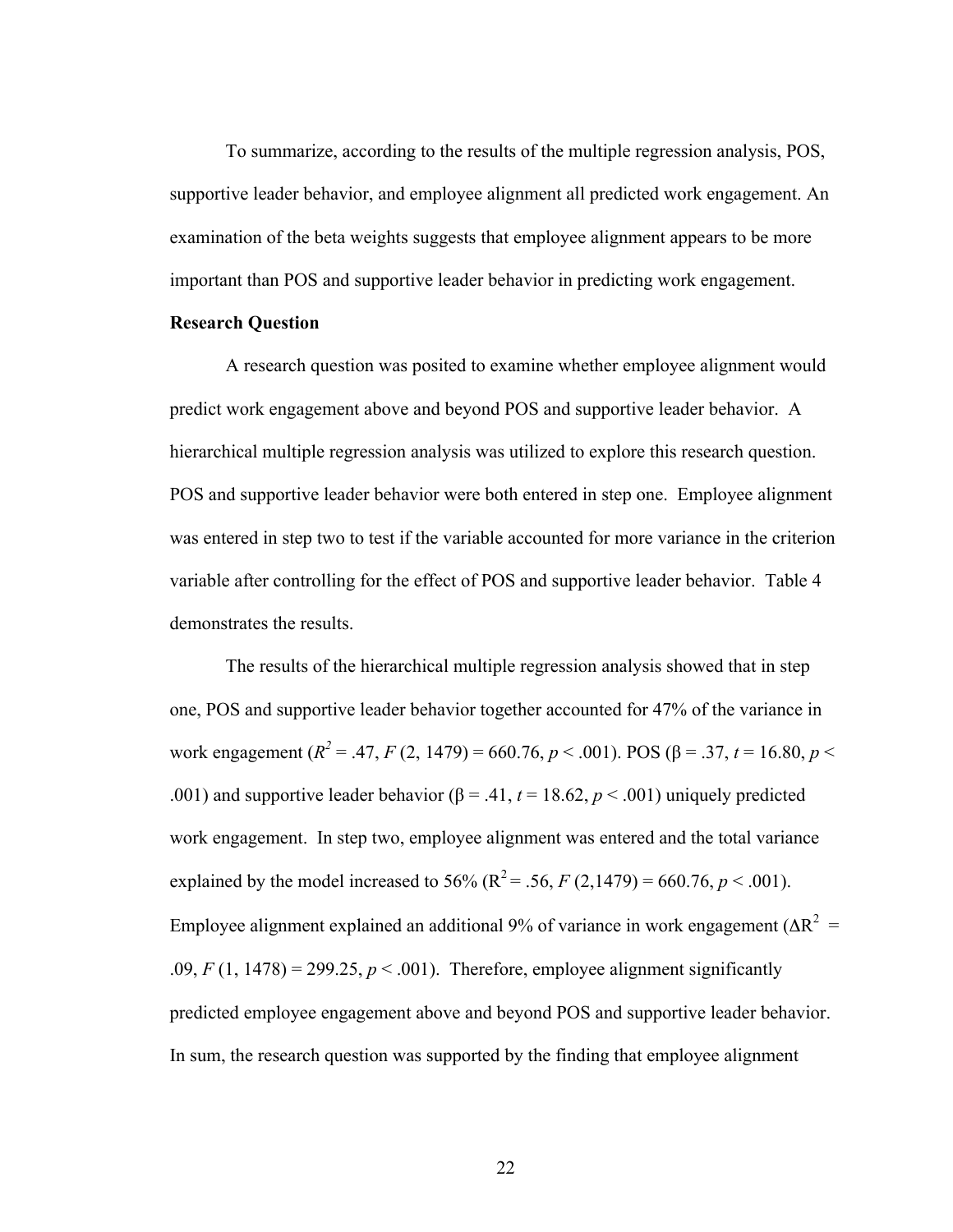To summarize, according to the results of the multiple regression analysis, POS, supportive leader behavior, and employee alignment all predicted work engagement. An examination of the beta weights suggests that employee alignment appears to be more important than POS and supportive leader behavior in predicting work engagement.

**Research Question**

A research question was posited to examine whether employee alignment would predict work engagement above and beyond POS and supportive leader behavior. A hierarchical multiple regression analysis was utilized to explore this research question. POS and supportive leader behavior were both entered in step one. Employee alignment was entered in step two to test if the variable accounted for more variance in the criterion variable after controlling for the effect of POS and supportive leader behavior. Table 4 demonstrates the results.

The results of the hierarchical multiple regression analysis showed that in step one, POS and supportive leader behavior together accounted for 47% of the variance in work engagement ($R^2$ = .47, $F$ (2, 1479) = 660.76, $p$ < .001). POS (β = .37, $t$ = 16.80, $p$ < .001) and supportive leader behavior (β = .41, $t$ = 18.62, $p$ < .001) uniquely predicted work engagement. In step two, employee alignment was entered and the total variance explained by the model increased to 56% ($R^2$ = .56, $F$ (2,1479) = 660.76, $p$ < .001). Employee alignment explained an additional 9% of variance in work engagement ($\Delta R^2$ = .09, $F$ (1, 1478) = 299.25, $p$ < .001). Therefore, employee alignment significantly predicted employee engagement above and beyond POS and supportive leader behavior. In sum, the research question was supported by the finding that employee alignment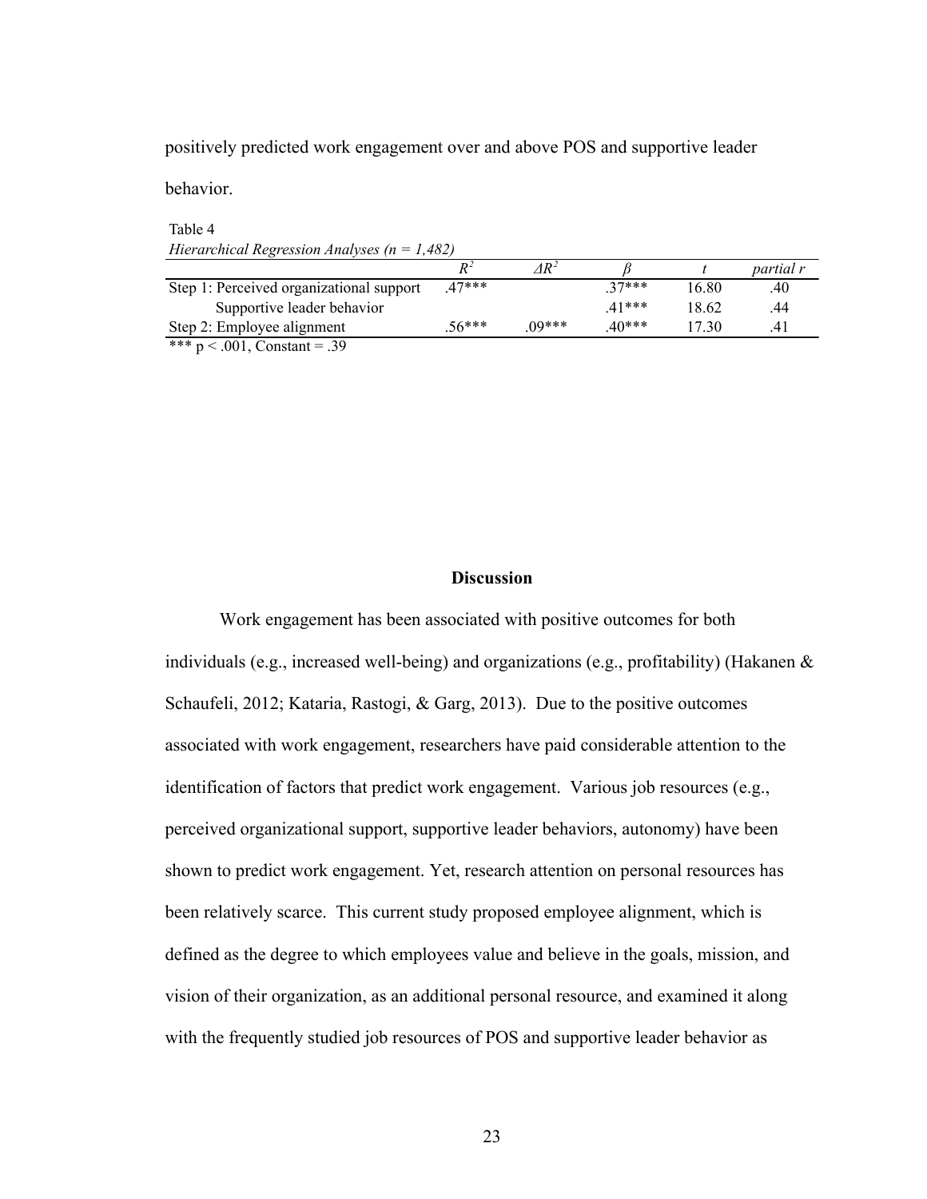positively predicted work engagement over and above POS and supportive leader behavior.

Table 4
*Hierarchical Regression Analyses (n = 1,482)*

| | $R^2$ | $\Delta R^2$ | $\beta$ | $t$ | *partial r* |
|---|---|---|---|---|---|
| Step 1: Perceived organizational support | .47*** | | .37*** | 16.80 | .40 |
| Supportive leader behavior | | | .41*** | 18.62 | .44 |
| Step 2: Employee alignment | .56*** | .09*** | .40*** | 17.30 | .41 |

*** $p < .001$, Constant = .39

## Discussion

Work engagement has been associated with positive outcomes for both individuals (e.g., increased well-being) and organizations (e.g., profitability) (Hakanen & Schaufeli, 2012; Kataria, Rastogi, & Garg, 2013). Due to the positive outcomes associated with work engagement, researchers have paid considerable attention to the identification of factors that predict work engagement. Various job resources (e.g., perceived organizational support, supportive leader behaviors, autonomy) have been shown to predict work engagement. Yet, research attention on personal resources has been relatively scarce. This current study proposed employee alignment, which is defined as the degree to which employees value and believe in the goals, mission, and vision of their organization, as an additional personal resource, and examined it along with the frequently studied job resources of POS and supportive leader behavior as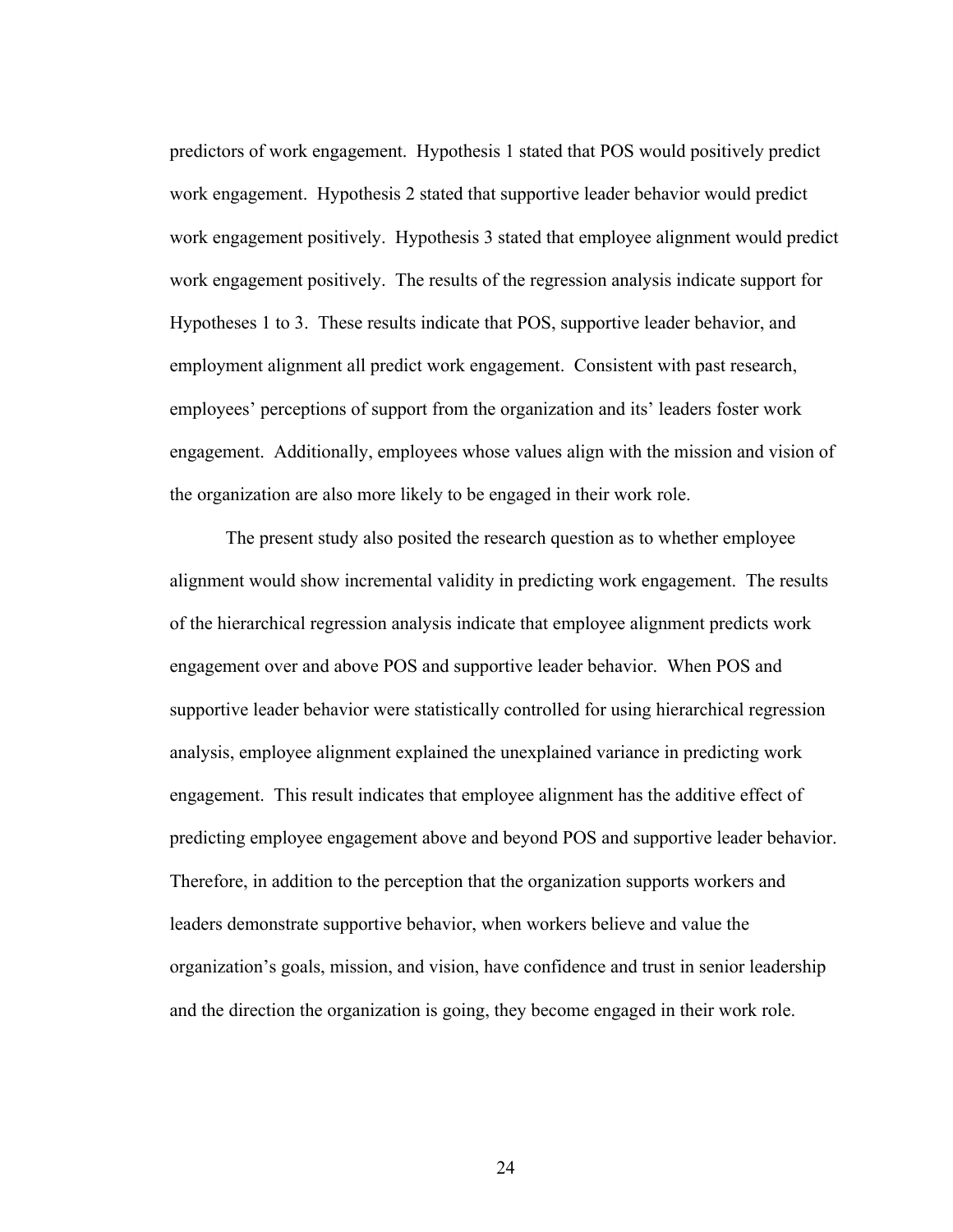predictors of work engagement. Hypothesis 1 stated that POS would positively predict work engagement. Hypothesis 2 stated that supportive leader behavior would predict work engagement positively. Hypothesis 3 stated that employee alignment would predict work engagement positively. The results of the regression analysis indicate support for Hypotheses 1 to 3. These results indicate that POS, supportive leader behavior, and employment alignment all predict work engagement. Consistent with past research, employees' perceptions of support from the organization and its' leaders foster work engagement. Additionally, employees whose values align with the mission and vision of the organization are also more likely to be engaged in their work role.

The present study also posited the research question as to whether employee alignment would show incremental validity in predicting work engagement. The results of the hierarchical regression analysis indicate that employee alignment predicts work engagement over and above POS and supportive leader behavior. When POS and supportive leader behavior were statistically controlled for using hierarchical regression analysis, employee alignment explained the unexplained variance in predicting work engagement. This result indicates that employee alignment has the additive effect of predicting employee engagement above and beyond POS and supportive leader behavior. Therefore, in addition to the perception that the organization supports workers and leaders demonstrate supportive behavior, when workers believe and value the organization's goals, mission, and vision, have confidence and trust in senior leadership and the direction the organization is going, they become engaged in their work role.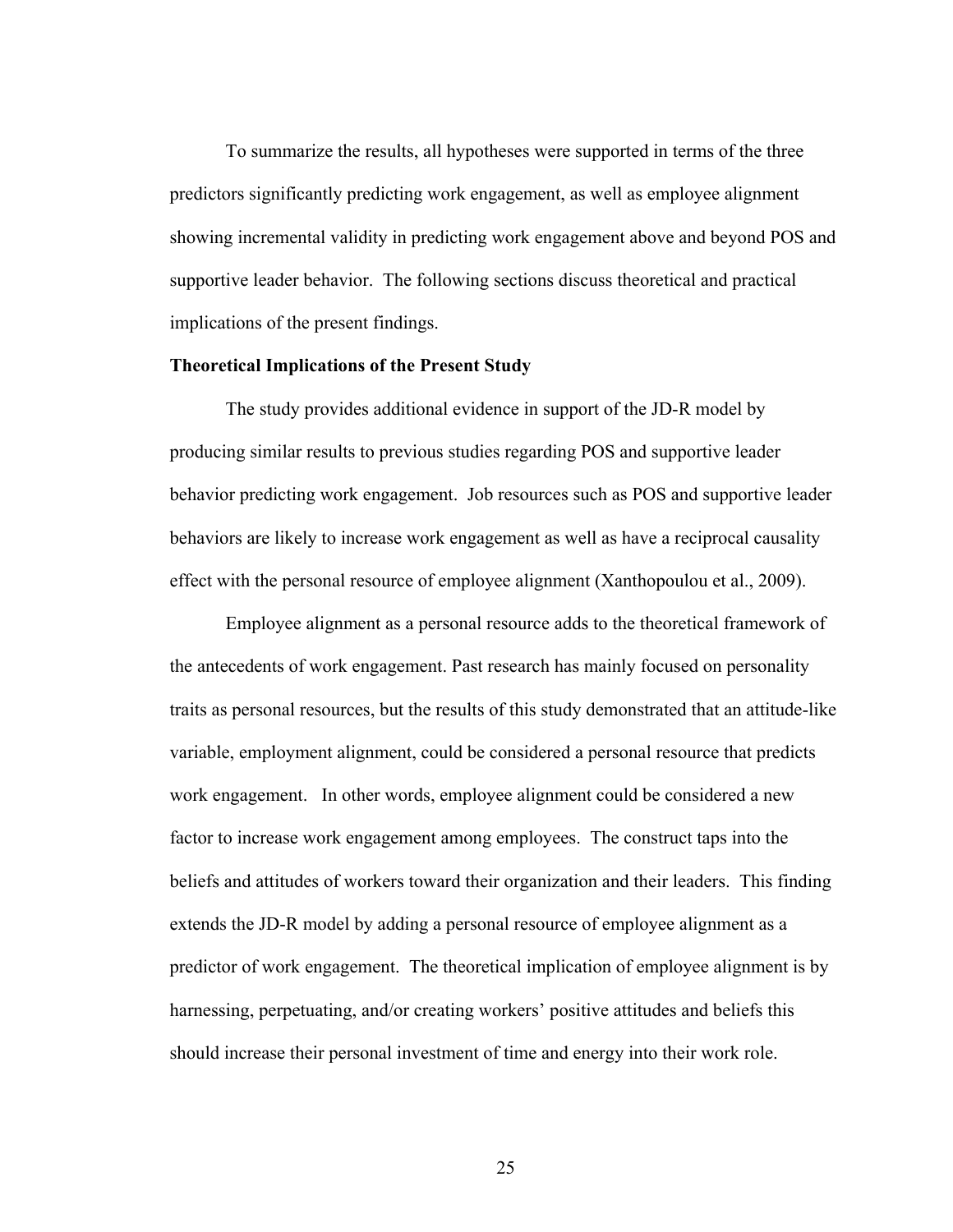To summarize the results, all hypotheses were supported in terms of the three predictors significantly predicting work engagement, as well as employee alignment showing incremental validity in predicting work engagement above and beyond POS and supportive leader behavior. The following sections discuss theoretical and practical implications of the present findings.

**Theoretical Implications of the Present Study**

The study provides additional evidence in support of the JD-R model by producing similar results to previous studies regarding POS and supportive leader behavior predicting work engagement. Job resources such as POS and supportive leader behaviors are likely to increase work engagement as well as have a reciprocal causality effect with the personal resource of employee alignment (Xanthopoulou et al., 2009).

Employee alignment as a personal resource adds to the theoretical framework of the antecedents of work engagement. Past research has mainly focused on personality traits as personal resources, but the results of this study demonstrated that an attitude-like variable, employment alignment, could be considered a personal resource that predicts work engagement. In other words, employee alignment could be considered a new factor to increase work engagement among employees. The construct taps into the beliefs and attitudes of workers toward their organization and their leaders. This finding extends the JD-R model by adding a personal resource of employee alignment as a predictor of work engagement. The theoretical implication of employee alignment is by harnessing, perpetuating, and/or creating workers' positive attitudes and beliefs this should increase their personal investment of time and energy into their work role.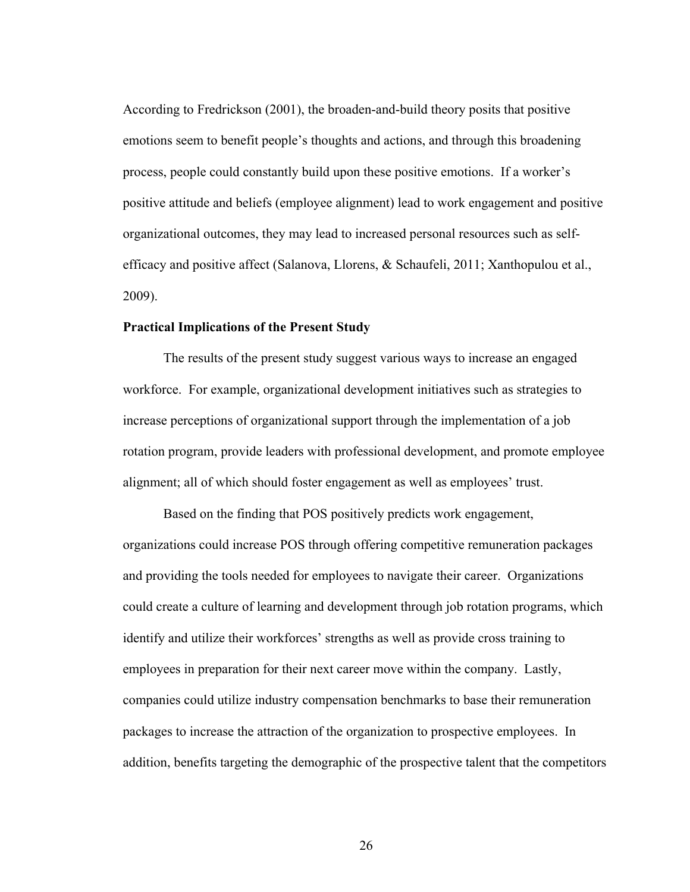According to Fredrickson (2001), the broaden-and-build theory posits that positive emotions seem to benefit people's thoughts and actions, and through this broadening process, people could constantly build upon these positive emotions. If a worker's positive attitude and beliefs (employee alignment) lead to work engagement and positive organizational outcomes, they may lead to increased personal resources such as self-efficacy and positive affect (Salanova, Llorens, & Schaufeli, 2011; Xanthopulou et al., 2009).

**Practical Implications of the Present Study**

The results of the present study suggest various ways to increase an engaged workforce. For example, organizational development initiatives such as strategies to increase perceptions of organizational support through the implementation of a job rotation program, provide leaders with professional development, and promote employee alignment; all of which should foster engagement as well as employees' trust.

Based on the finding that POS positively predicts work engagement, organizations could increase POS through offering competitive remuneration packages and providing the tools needed for employees to navigate their career. Organizations could create a culture of learning and development through job rotation programs, which identify and utilize their workforces' strengths as well as provide cross training to employees in preparation for their next career move within the company. Lastly, companies could utilize industry compensation benchmarks to base their remuneration packages to increase the attraction of the organization to prospective employees. In addition, benefits targeting the demographic of the prospective talent that the competitors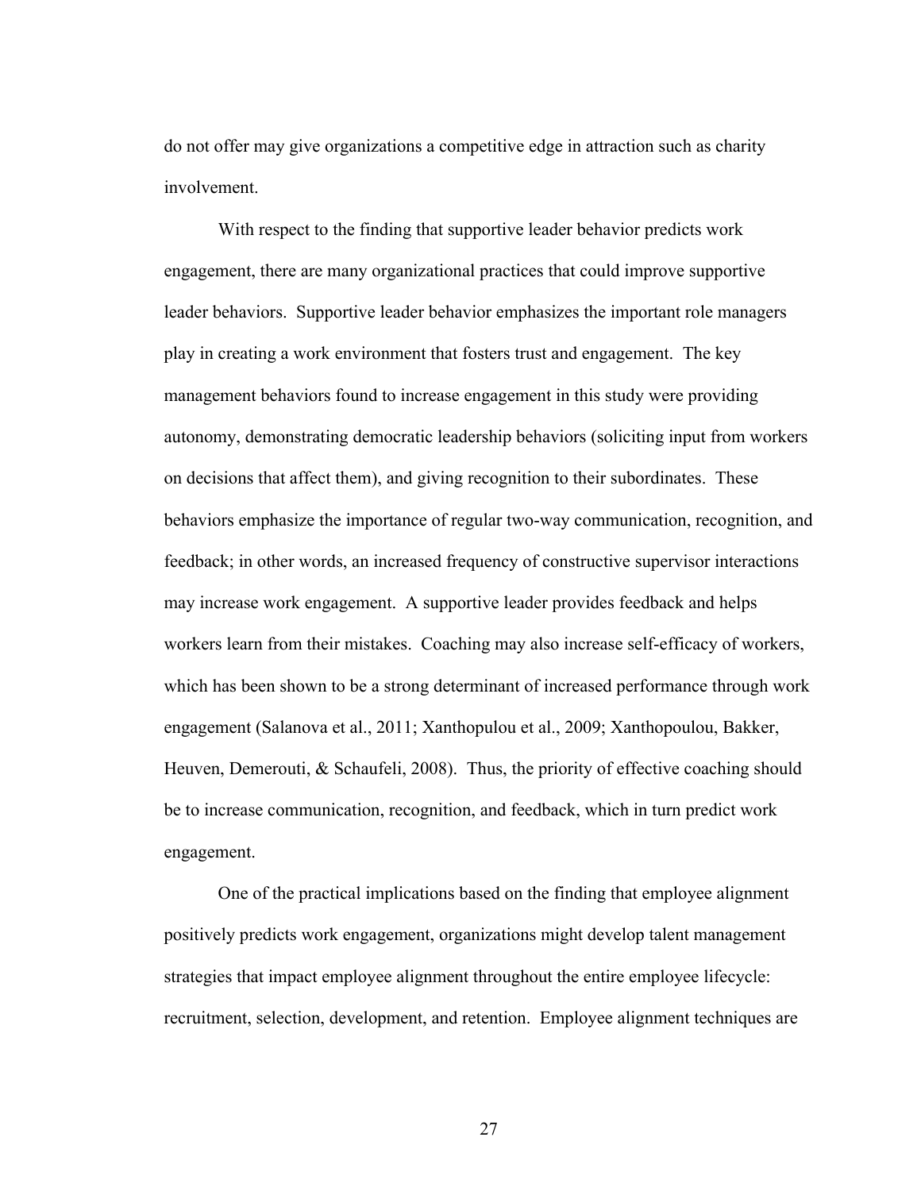do not offer may give organizations a competitive edge in attraction such as charity involvement.

With respect to the finding that supportive leader behavior predicts work engagement, there are many organizational practices that could improve supportive leader behaviors. Supportive leader behavior emphasizes the important role managers play in creating a work environment that fosters trust and engagement. The key management behaviors found to increase engagement in this study were providing autonomy, demonstrating democratic leadership behaviors (soliciting input from workers on decisions that affect them), and giving recognition to their subordinates. These behaviors emphasize the importance of regular two-way communication, recognition, and feedback; in other words, an increased frequency of constructive supervisor interactions may increase work engagement. A supportive leader provides feedback and helps workers learn from their mistakes. Coaching may also increase self-efficacy of workers, which has been shown to be a strong determinant of increased performance through work engagement (Salanova et al., 2011; Xanthopulou et al., 2009; Xanthopoulou, Bakker, Heuven, Demerouti, & Schaufeli, 2008). Thus, the priority of effective coaching should be to increase communication, recognition, and feedback, which in turn predict work engagement.

One of the practical implications based on the finding that employee alignment positively predicts work engagement, organizations might develop talent management strategies that impact employee alignment throughout the entire employee lifecycle: recruitment, selection, development, and retention. Employee alignment techniques are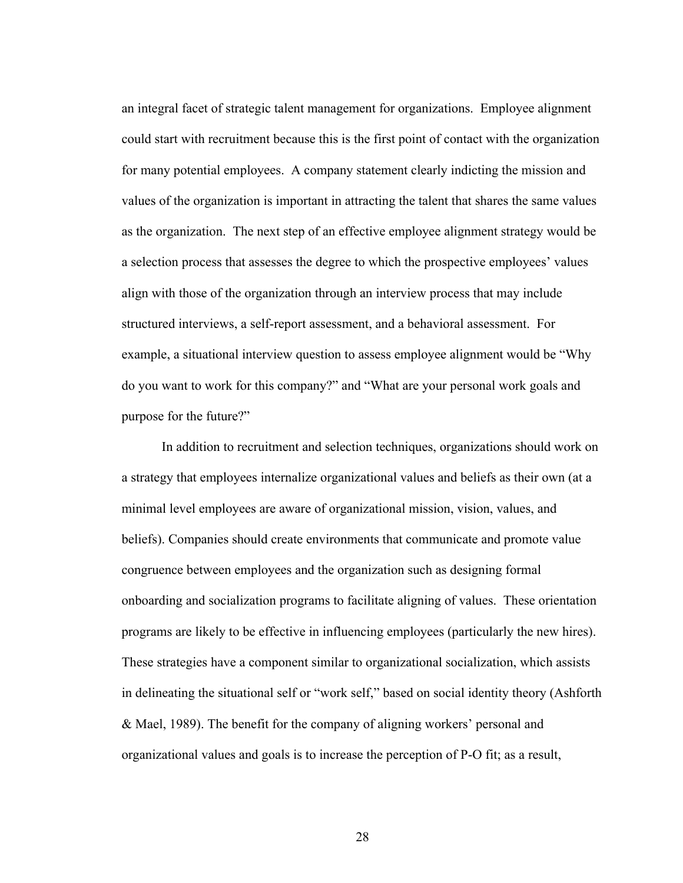an integral facet of strategic talent management for organizations. Employee alignment could start with recruitment because this is the first point of contact with the organization for many potential employees. A company statement clearly indicting the mission and values of the organization is important in attracting the talent that shares the same values as the organization. The next step of an effective employee alignment strategy would be a selection process that assesses the degree to which the prospective employees' values align with those of the organization through an interview process that may include structured interviews, a self-report assessment, and a behavioral assessment. For example, a situational interview question to assess employee alignment would be "Why do you want to work for this company?" and "What are your personal work goals and purpose for the future?"

In addition to recruitment and selection techniques, organizations should work on a strategy that employees internalize organizational values and beliefs as their own (at a minimal level employees are aware of organizational mission, vision, values, and beliefs). Companies should create environments that communicate and promote value congruence between employees and the organization such as designing formal onboarding and socialization programs to facilitate aligning of values. These orientation programs are likely to be effective in influencing employees (particularly the new hires). These strategies have a component similar to organizational socialization, which assists in delineating the situational self or "work self," based on social identity theory (Ashforth & Mael, 1989). The benefit for the company of aligning workers' personal and organizational values and goals is to increase the perception of P-O fit; as a result,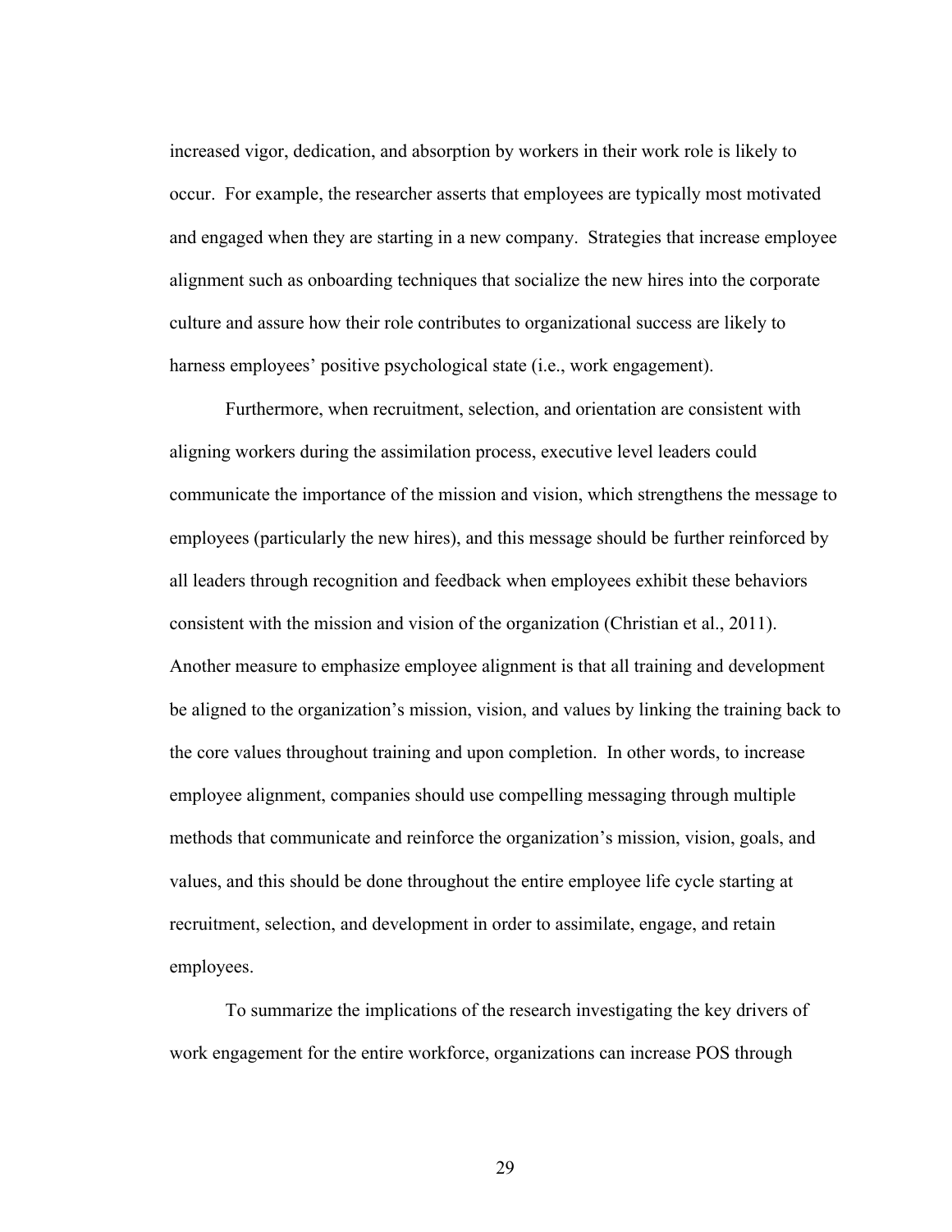increased vigor, dedication, and absorption by workers in their work role is likely to occur. For example, the researcher asserts that employees are typically most motivated and engaged when they are starting in a new company. Strategies that increase employee alignment such as onboarding techniques that socialize the new hires into the corporate culture and assure how their role contributes to organizational success are likely to harness employees' positive psychological state (i.e., work engagement).

Furthermore, when recruitment, selection, and orientation are consistent with aligning workers during the assimilation process, executive level leaders could communicate the importance of the mission and vision, which strengthens the message to employees (particularly the new hires), and this message should be further reinforced by all leaders through recognition and feedback when employees exhibit these behaviors consistent with the mission and vision of the organization (Christian et al., 2011). Another measure to emphasize employee alignment is that all training and development be aligned to the organization's mission, vision, and values by linking the training back to the core values throughout training and upon completion. In other words, to increase employee alignment, companies should use compelling messaging through multiple methods that communicate and reinforce the organization's mission, vision, goals, and values, and this should be done throughout the entire employee life cycle starting at recruitment, selection, and development in order to assimilate, engage, and retain employees.

To summarize the implications of the research investigating the key drivers of work engagement for the entire workforce, organizations can increase POS through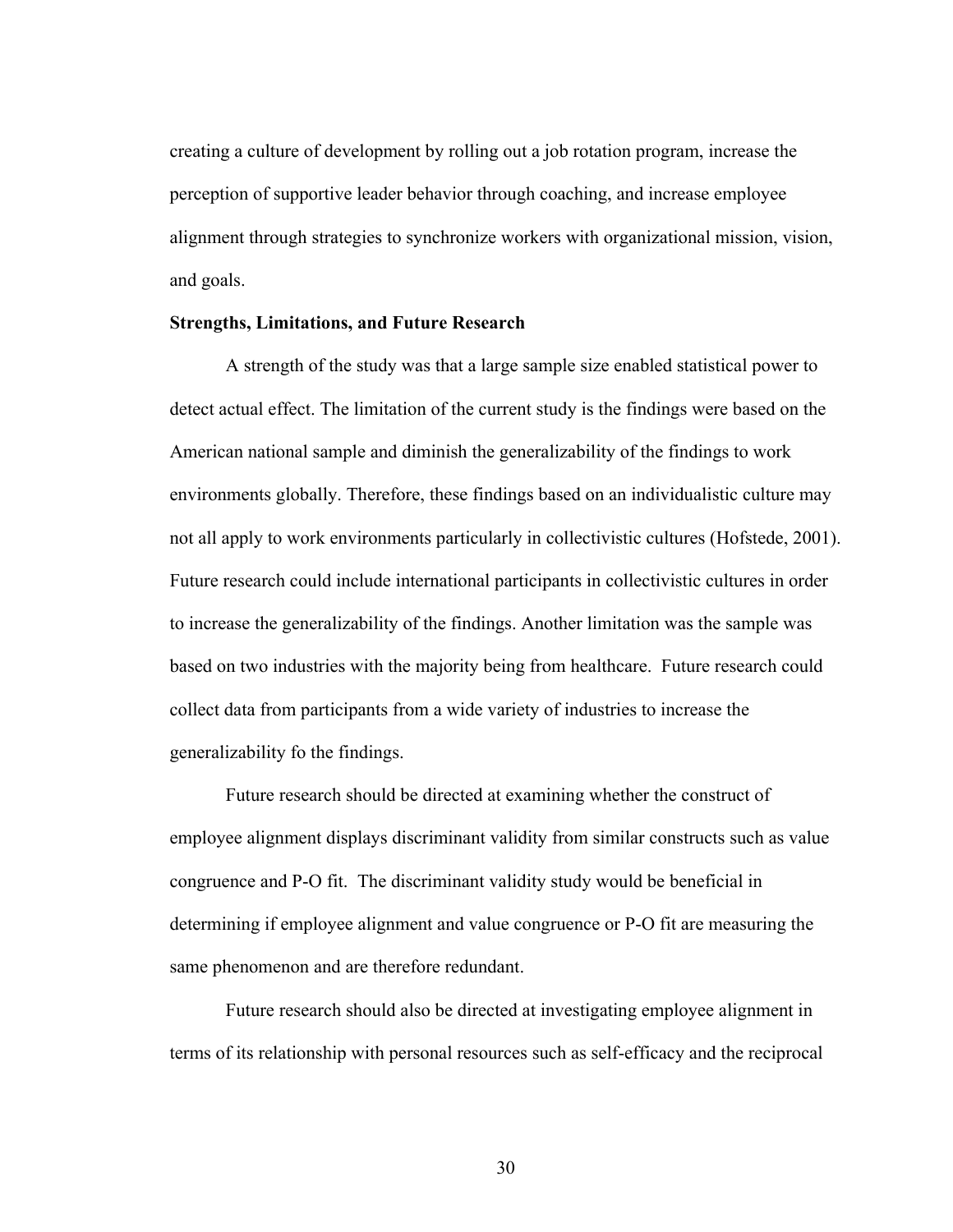creating a culture of development by rolling out a job rotation program, increase the perception of supportive leader behavior through coaching, and increase employee alignment through strategies to synchronize workers with organizational mission, vision, and goals.

**Strengths, Limitations, and Future Research**

A strength of the study was that a large sample size enabled statistical power to detect actual effect. The limitation of the current study is the findings were based on the American national sample and diminish the generalizability of the findings to work environments globally. Therefore, these findings based on an individualistic culture may not all apply to work environments particularly in collectivistic cultures (Hofstede, 2001). Future research could include international participants in collectivistic cultures in order to increase the generalizability of the findings. Another limitation was the sample was based on two industries with the majority being from healthcare. Future research could collect data from participants from a wide variety of industries to increase the generalizability fo the findings.

Future research should be directed at examining whether the construct of employee alignment displays discriminant validity from similar constructs such as value congruence and P-O fit. The discriminant validity study would be beneficial in determining if employee alignment and value congruence or P-O fit are measuring the same phenomenon and are therefore redundant.

Future research should also be directed at investigating employee alignment in terms of its relationship with personal resources such as self-efficacy and the reciprocal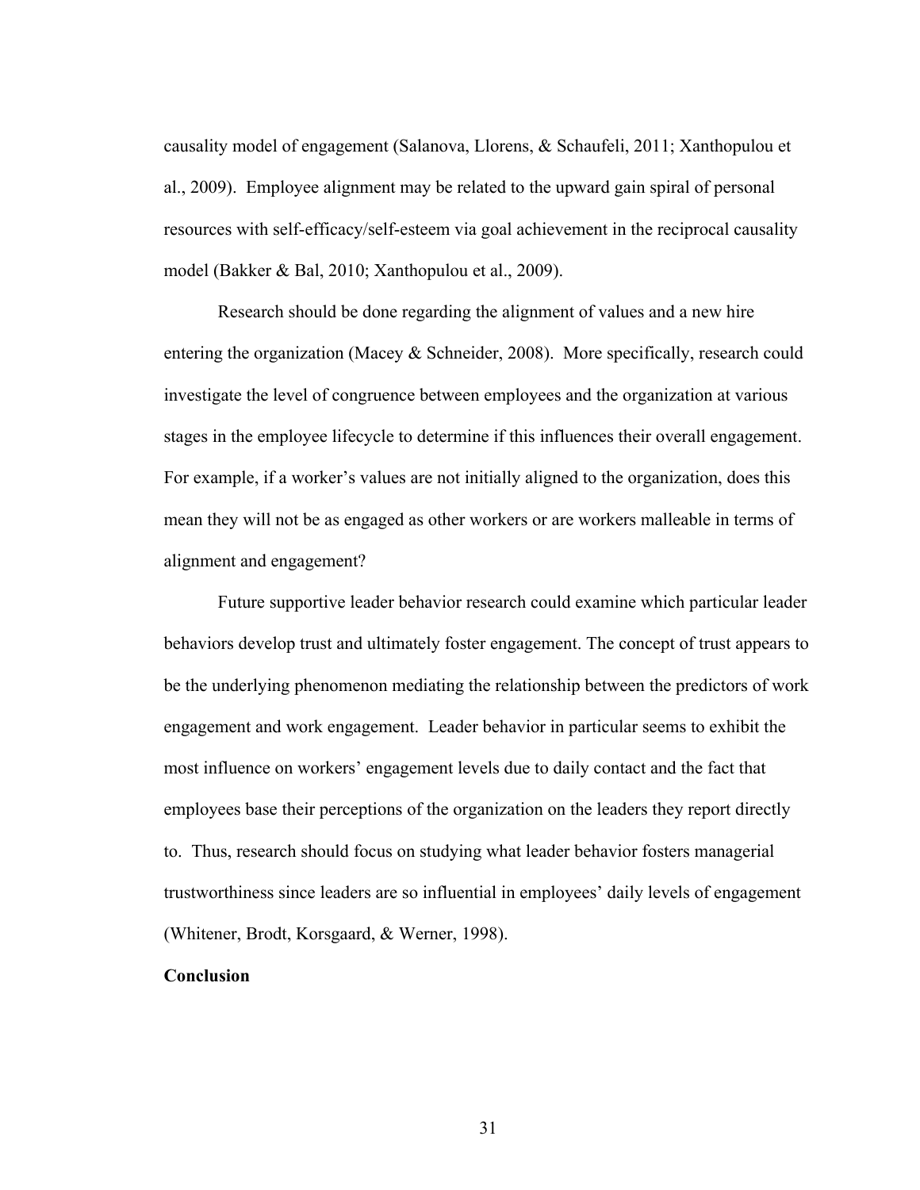causality model of engagement (Salanova, Llorens, & Schaufeli, 2011; Xanthopulou et al., 2009). Employee alignment may be related to the upward gain spiral of personal resources with self-efficacy/self-esteem via goal achievement in the reciprocal causality model (Bakker & Bal, 2010; Xanthopulou et al., 2009).

Research should be done regarding the alignment of values and a new hire entering the organization (Macey & Schneider, 2008). More specifically, research could investigate the level of congruence between employees and the organization at various stages in the employee lifecycle to determine if this influences their overall engagement. For example, if a worker's values are not initially aligned to the organization, does this mean they will not be as engaged as other workers or are workers malleable in terms of alignment and engagement?

Future supportive leader behavior research could examine which particular leader behaviors develop trust and ultimately foster engagement. The concept of trust appears to be the underlying phenomenon mediating the relationship between the predictors of work engagement and work engagement. Leader behavior in particular seems to exhibit the most influence on workers' engagement levels due to daily contact and the fact that employees base their perceptions of the organization on the leaders they report directly to. Thus, research should focus on studying what leader behavior fosters managerial trustworthiness since leaders are so influential in employees' daily levels of engagement (Whitener, Brodt, Korsgaard, & Werner, 1998).

## Conclusion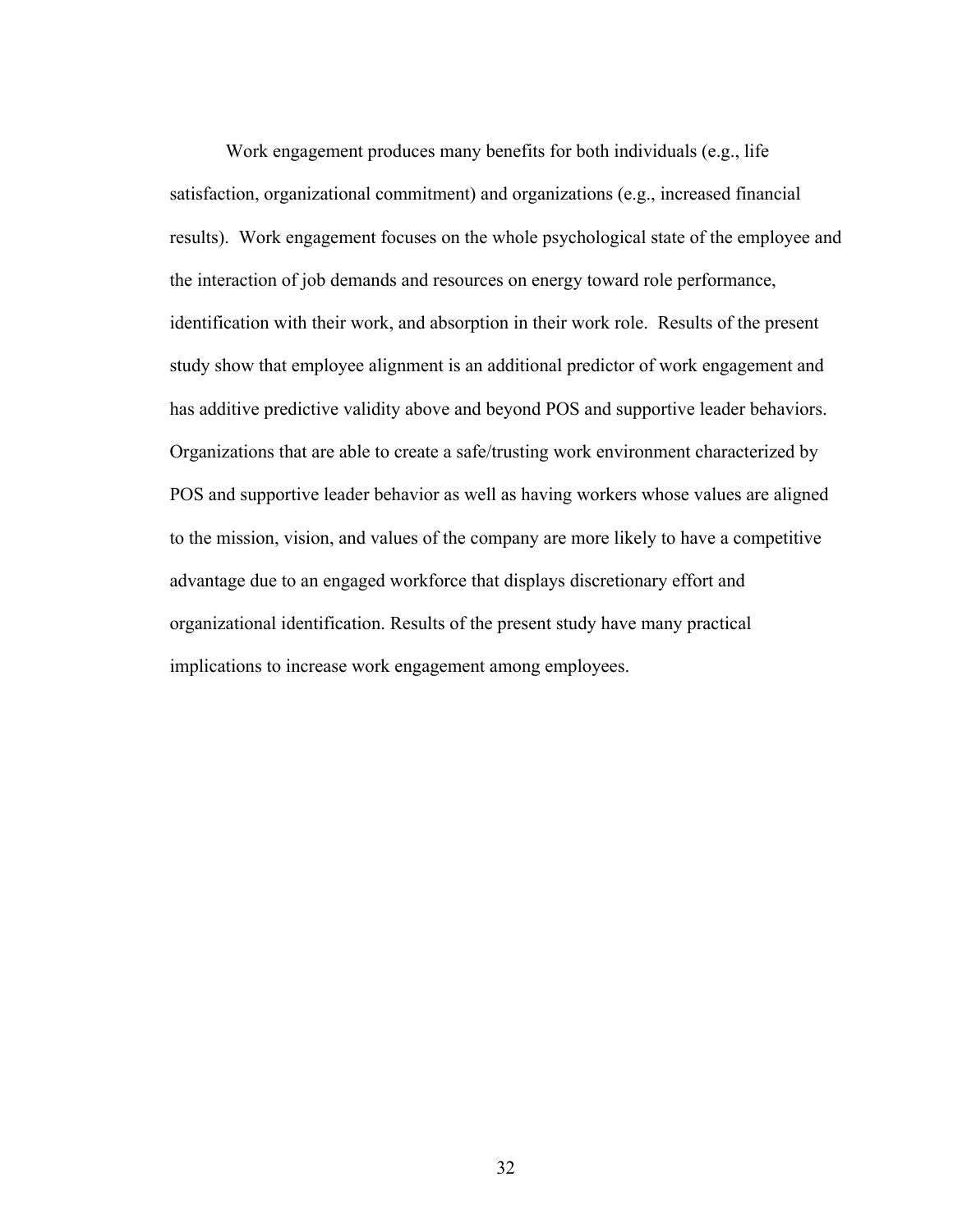Work engagement produces many benefits for both individuals (e.g., life satisfaction, organizational commitment) and organizations (e.g., increased financial results). Work engagement focuses on the whole psychological state of the employee and the interaction of job demands and resources on energy toward role performance, identification with their work, and absorption in their work role. Results of the present study show that employee alignment is an additional predictor of work engagement and has additive predictive validity above and beyond POS and supportive leader behaviors. Organizations that are able to create a safe/trusting work environment characterized by POS and supportive leader behavior as well as having workers whose values are aligned to the mission, vision, and values of the company are more likely to have a competitive advantage due to an engaged workforce that displays discretionary effort and organizational identification. Results of the present study have many practical implications to increase work engagement among employees.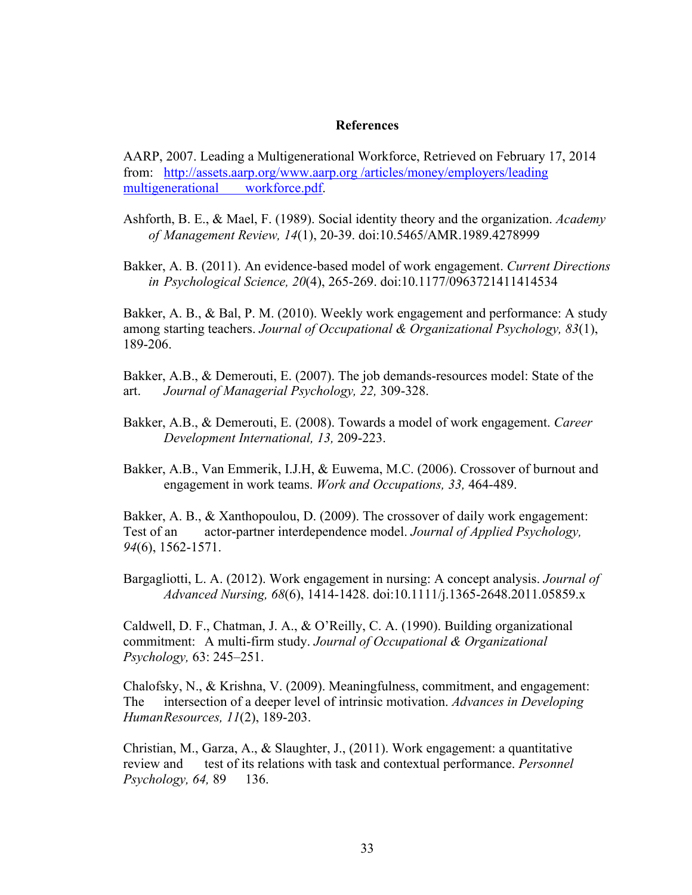## References

AARP, 2007. Leading a Multigenerational Workforce, Retrieved on February 17, 2014 from: http://assets.aarp.org/www.aarp.org /articles/money/employers/leading multigenerational workforce.pdf.

Ashforth, B. E., & Mael, F. (1989). Social identity theory and the organization. *Academy of Management Review, 14*(1), 20-39. doi:10.5465/AMR.1989.4278999

Bakker, A. B. (2011). An evidence-based model of work engagement. *Current Directions in Psychological Science, 20*(4), 265-269. doi:10.1177/0963721411414534

Bakker, A. B., & Bal, P. M. (2010). Weekly work engagement and performance: A study among starting teachers. *Journal of Occupational & Organizational Psychology, 83*(1), 189-206.

Bakker, A.B., & Demerouti, E. (2007). The job demands-resources model: State of the art. *Journal of Managerial Psychology, 22,* 309-328.

Bakker, A.B., & Demerouti, E. (2008). Towards a model of work engagement. *Career Development International, 13,* 209-223.

Bakker, A.B., Van Emmerik, I.J.H, & Euwema, M.C. (2006). Crossover of burnout and engagement in work teams. *Work and Occupations, 33,* 464-489.

Bakker, A. B., & Xanthopoulou, D. (2009). The crossover of daily work engagement: Test of an actor-partner interdependence model. *Journal of Applied Psychology, 94*(6), 1562-1571.

Bargagliotti, L. A. (2012). Work engagement in nursing: A concept analysis. *Journal of Advanced Nursing, 68*(6), 1414-1428. doi:10.1111/j.1365-2648.2011.05859.x

Caldwell, D. F., Chatman, J. A., & O'Reilly, C. A. (1990). Building organizational commitment: A multi-firm study. *Journal of Occupational & Organizational Psychology,* 63: 245–251.

Chalofsky, N., & Krishna, V. (2009). Meaningfulness, commitment, and engagement: The intersection of a deeper level of intrinsic motivation. *Advances in Developing HumanResources, 11*(2), 189-203.

Christian, M., Garza, A., & Slaughter, J., (2011). Work engagement: a quantitative review and test of its relations with task and contextual performance. *Personnel Psychology, 64,* 89 136.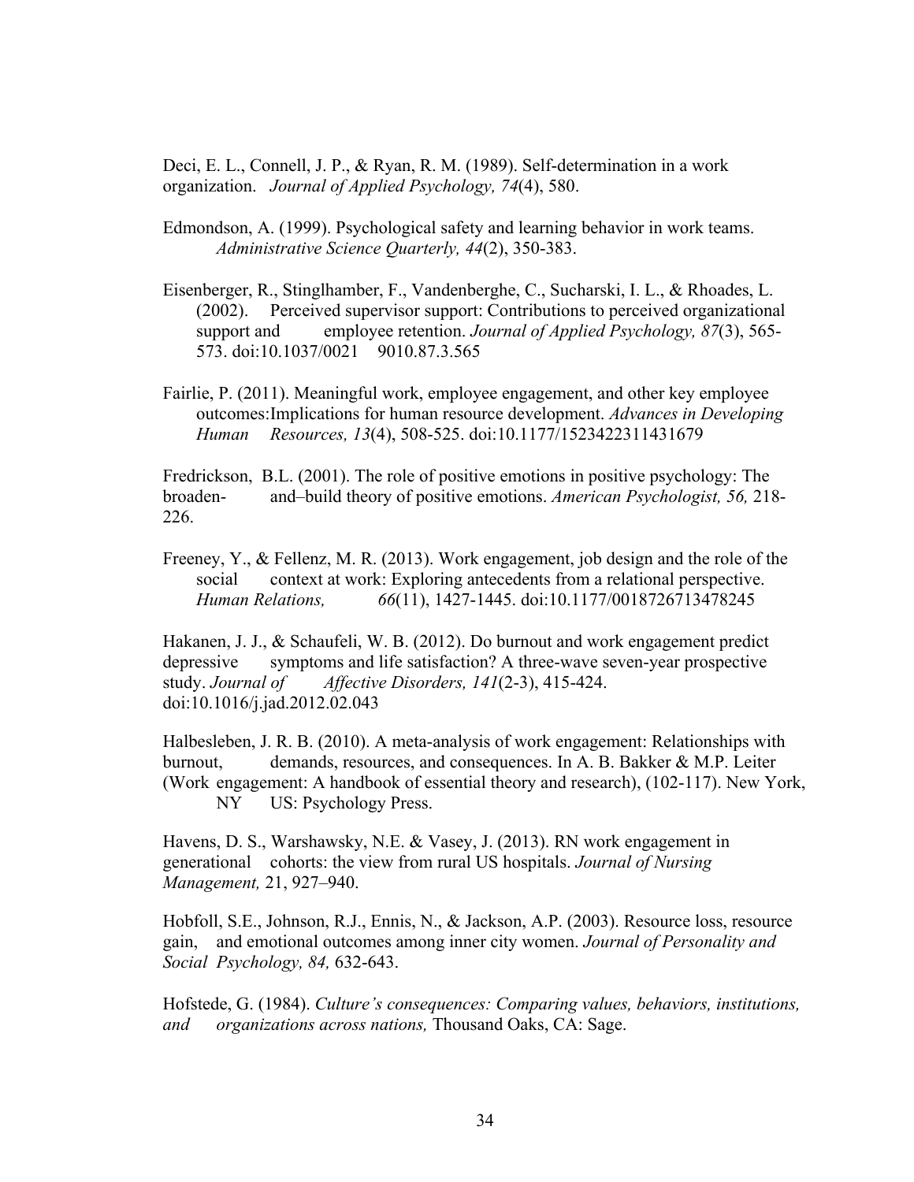Deci, E. L., Connell, J. P., & Ryan, R. M. (1989). Self-determination in a work organization. *Journal of Applied Psychology, 74*(4), 580.

Edmondson, A. (1999). Psychological safety and learning behavior in work teams. *Administrative Science Quarterly, 44*(2), 350-383.

Eisenberger, R., Stinglhamber, F., Vandenberghe, C., Sucharski, I. L., & Rhoades, L. (2002). Perceived supervisor support: Contributions to perceived organizational support and employee retention. *Journal of Applied Psychology, 87*(3), 565-573. doi:10.1037/0021 9010.87.3.565

Fairlie, P. (2011). Meaningful work, employee engagement, and other key employee outcomes:Implications for human resource development. *Advances in Developing Human Resources, 13*(4), 508-525. doi:10.1177/1523422311431679

Fredrickson, B.L. (2001). The role of positive emotions in positive psychology: The broaden- and–build theory of positive emotions. *American Psychologist, 56,* 218-226.

Freeney, Y., & Fellenz, M. R. (2013). Work engagement, job design and the role of the social context at work: Exploring antecedents from a relational perspective. *Human Relations, 66*(11), 1427-1445. doi:10.1177/0018726713478245

Hakanen, J. J., & Schaufeli, W. B. (2012). Do burnout and work engagement predict depressive symptoms and life satisfaction? A three-wave seven-year prospective study. *Journal of Affective Disorders, 141*(2-3), 415-424. doi:10.1016/j.jad.2012.02.043

Halbesleben, J. R. B. (2010). A meta-analysis of work engagement: Relationships with burnout, demands, resources, and consequences. In A. B. Bakker & M.P. Leiter (Work engagement: A handbook of essential theory and research), (102-117). New York, NY US: Psychology Press.

Havens, D. S., Warshawsky, N.E. & Vasey, J. (2013). RN work engagement in generational cohorts: the view from rural US hospitals. *Journal of Nursing Management,* 21, 927–940.

Hobfoll, S.E., Johnson, R.J., Ennis, N., & Jackson, A.P. (2003). Resource loss, resource gain, and emotional outcomes among inner city women. *Journal of Personality and Social Psychology, 84,* 632-643.

Hofstede, G. (1984). *Culture's consequences: Comparing values, behaviors, institutions, and organizations across nations,* Thousand Oaks, CA: Sage.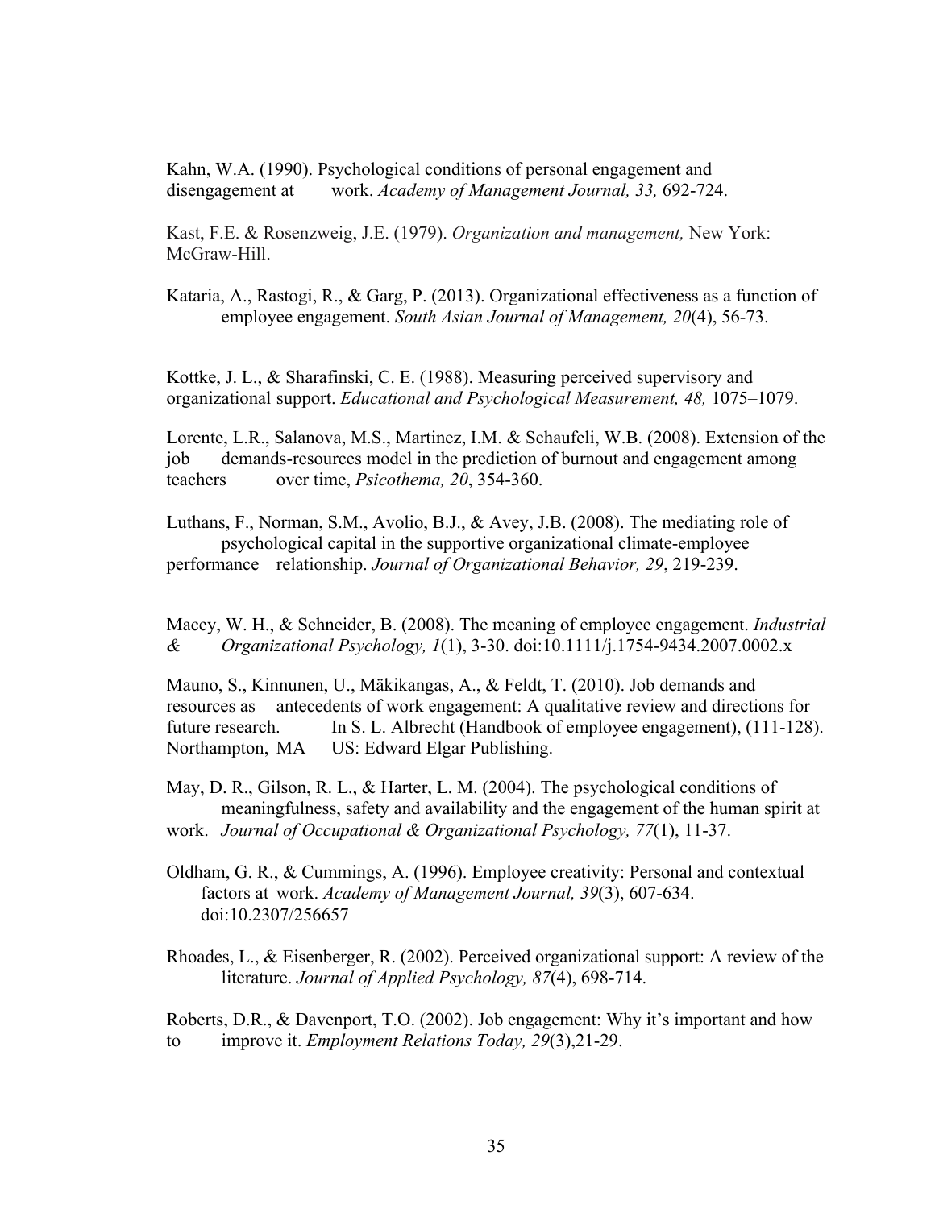Kahn, W.A. (1990). Psychological conditions of personal engagement and disengagement at work. *Academy of Management Journal, 33,* 692-724.

Kast, F.E. & Rosenzweig, J.E. (1979). *Organization and management,* New York: McGraw-Hill.

Kataria, A., Rastogi, R., & Garg, P. (2013). Organizational effectiveness as a function of employee engagement. *South Asian Journal of Management, 20*(4), 56-73.

Kottke, J. L., & Sharafinski, C. E. (1988). Measuring perceived supervisory and organizational support. *Educational and Psychological Measurement, 48,* 1075–1079.

Lorente, L.R., Salanova, M.S., Martinez, I.M. & Schaufeli, W.B. (2008). Extension of the job demands-resources model in the prediction of burnout and engagement among teachers over time, *Psicothema, 20*, 354-360.

Luthans, F., Norman, S.M., Avolio, B.J., & Avey, J.B. (2008). The mediating role of psychological capital in the supportive organizational climate-employee performance relationship. *Journal of Organizational Behavior, 29*, 219-239.

Macey, W. H., & Schneider, B. (2008). The meaning of employee engagement. *Industrial & Organizational Psychology, 1*(1), 3-30. doi:10.1111/j.1754-9434.2007.0002.x

Mauno, S., Kinnunen, U., Mäkikangas, A., & Feldt, T. (2010). Job demands and resources as antecedents of work engagement: A qualitative review and directions for future research. In S. L. Albrecht (Handbook of employee engagement), (111-128). Northampton, MA US: Edward Elgar Publishing.

May, D. R., Gilson, R. L., & Harter, L. M. (2004). The psychological conditions of meaningfulness, safety and availability and the engagement of the human spirit at work. *Journal of Occupational & Organizational Psychology, 77*(1), 11-37.

Oldham, G. R., & Cummings, A. (1996). Employee creativity: Personal and contextual factors at work. *Academy of Management Journal, 39*(3), 607-634. doi:10.2307/256657

Rhoades, L., & Eisenberger, R. (2002). Perceived organizational support: A review of the literature. *Journal of Applied Psychology, 87*(4), 698-714.

Roberts, D.R., & Davenport, T.O. (2002). Job engagement: Why it's important and how to improve it. *Employment Relations Today, 29*(3),21-29.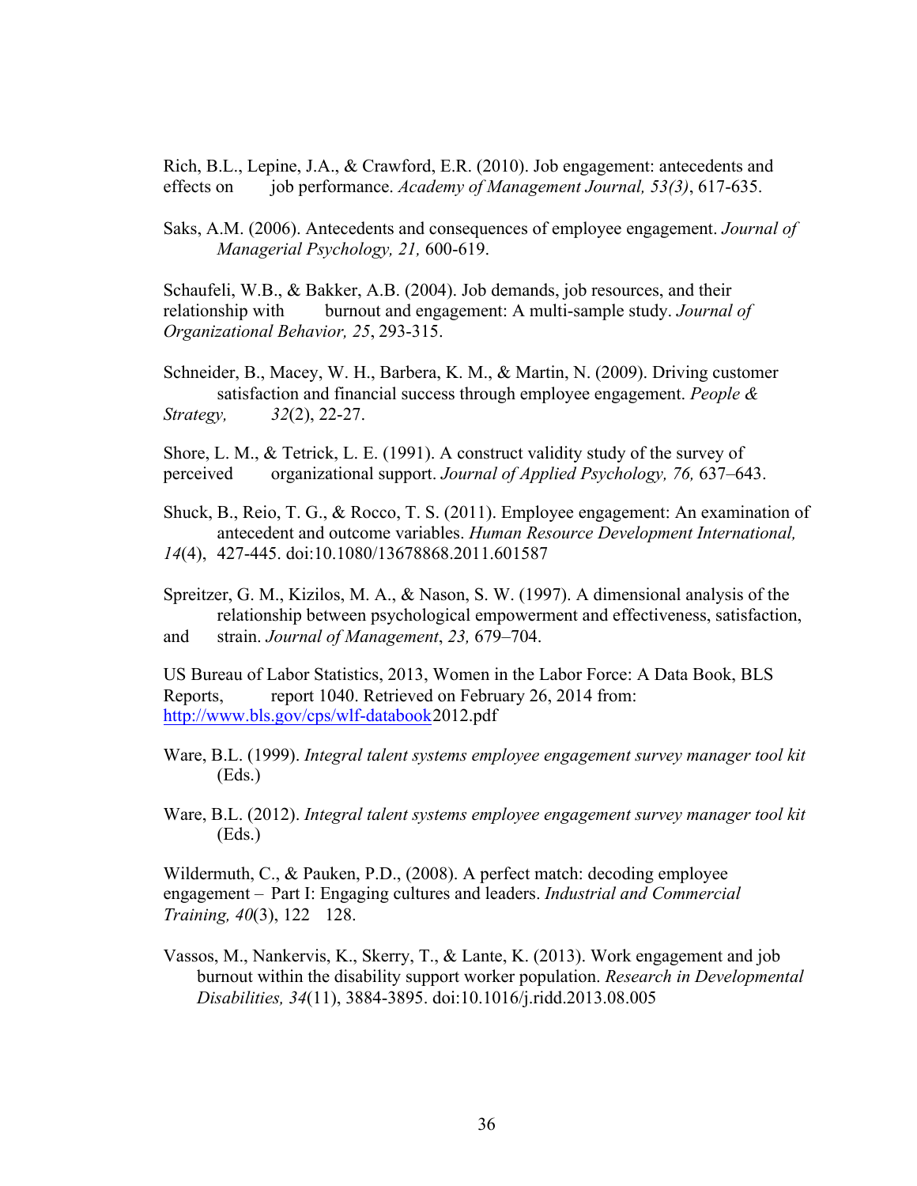Rich, B.L., Lepine, J.A., & Crawford, E.R. (2010). Job engagement: antecedents and effects on job performance. *Academy of Management Journal, 53(3)*, 617-635.

Saks, A.M. (2006). Antecedents and consequences of employee engagement. *Journal of Managerial Psychology, 21,* 600-619.

Schaufeli, W.B., & Bakker, A.B. (2004). Job demands, job resources, and their relationship with burnout and engagement: A multi-sample study. *Journal of Organizational Behavior, 25*, 293-315.

Schneider, B., Macey, W. H., Barbera, K. M., & Martin, N. (2009). Driving customer satisfaction and financial success through employee engagement. *People & Strategy, 32*(2), 22-27.

Shore, L. M., & Tetrick, L. E. (1991). A construct validity study of the survey of perceived organizational support. *Journal of Applied Psychology, 76,* 637–643.

Shuck, B., Reio, T. G., & Rocco, T. S. (2011). Employee engagement: An examination of antecedent and outcome variables. *Human Resource Development International, 14*(4), 427-445. doi:10.1080/13678868.2011.601587

Spreitzer, G. M., Kizilos, M. A., & Nason, S. W. (1997). A dimensional analysis of the relationship between psychological empowerment and effectiveness, satisfaction, and strain. *Journal of Management*, *23,* 679–704.

US Bureau of Labor Statistics, 2013, Women in the Labor Force: A Data Book, BLS Reports, report 1040. Retrieved on February 26, 2014 from: http://www.bls.gov/cps/wlf-databook2012.pdf

Ware, B.L. (1999). *Integral talent systems employee engagement survey manager tool kit* (Eds.)

Ware, B.L. (2012). *Integral talent systems employee engagement survey manager tool kit* (Eds.)

Wildermuth, C., & Pauken, P.D., (2008). A perfect match: decoding employee engagement – Part I: Engaging cultures and leaders. *Industrial and Commercial Training, 40*(3), 122 128.

Vassos, M., Nankervis, K., Skerry, T., & Lante, K. (2013). Work engagement and job burnout within the disability support worker population. *Research in Developmental Disabilities, 34*(11), 3884-3895. doi:10.1016/j.ridd.2013.08.005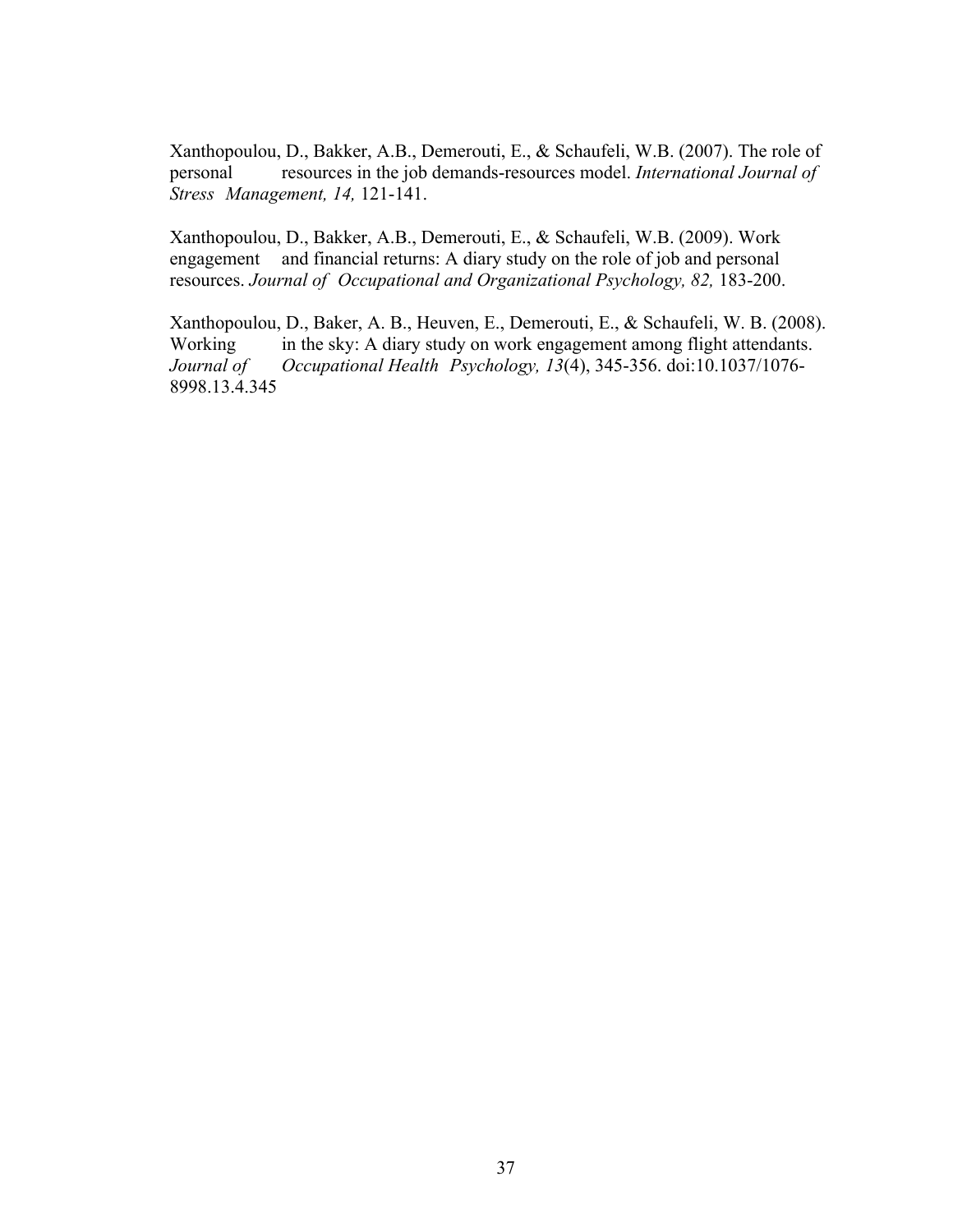Xanthopoulou, D., Bakker, A.B., Demerouti, E., & Schaufeli, W.B. (2007). The role of personal resources in the job demands-resources model. *International Journal of Stress Management, 14,* 121-141.

Xanthopoulou, D., Bakker, A.B., Demerouti, E., & Schaufeli, W.B. (2009). Work engagement and financial returns: A diary study on the role of job and personal resources. *Journal of Occupational and Organizational Psychology, 82,* 183-200.

Xanthopoulou, D., Baker, A. B., Heuven, E., Demerouti, E., & Schaufeli, W. B. (2008). Working in the sky: A diary study on work engagement among flight attendants. *Journal of Occupational Health Psychology, 13*(4), 345-356. doi:10.1037/1076-8998.13.4.345